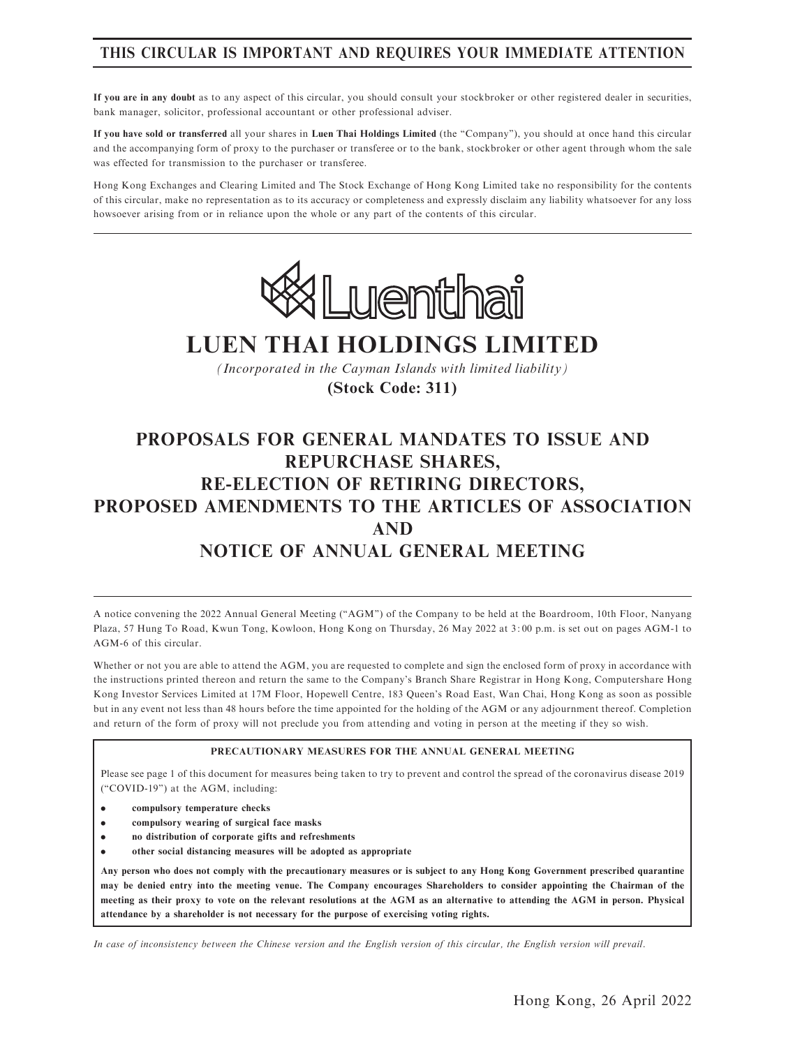**THIS CIRCULAR IS IMPORTANT AND REQUIRES YOUR IMMEDIATE ATTENTION**

**If you are in any doubt** as to any aspect of this circular, you should consult your stockbroker or other registered dealer in securities, bank manager, solicitor, professional accountant or other professional adviser.

**If you have sold or transferred** all your shares in **Luen Thai Holdings Limited** (the "Company"), you should at once hand this circular and the accompanying form of proxy to the purchaser or transferee or to the bank, stockbroker or other agent through whom the sale was effected for transmission to the purchaser or transferee.

Hong Kong Exchanges and Clearing Limited and The Stock Exchange of Hong Kong Limited take no responsibility for the contents of this circular, make no representation as to its accuracy or completeness and expressly disclaim any liability whatsoever for any loss howsoever arising from or in reliance upon the whole or any part of the contents of this circular.

Luenthai

# LUEN THAI HOLDINGS LIMITED

*(Incorporated in the Cayman Islands with limited liability)*

**(Stock Code: 311)**

## PROPOSALS FOR GENERAL MANDATES TO ISSUE AND REPURCHASE SHARES, RE-ELECTION OF RETIRING DIRECTORS, PROPOSED AMENDMENTS TO THE ARTICLES OF ASSOCIATION AND NOTICE OF ANNUAL GENERAL MEETING

A notice convening the 2022 Annual General Meeting ("AGM") of the Company to be held at the Boardroom, 10th Floor, Nanyang Plaza, 57 Hung To Road, Kwun Tong, Kowloon, Hong Kong on Thursday, 26 May 2022 at 3:00 p.m. is set out on pages AGM-1 to AGM-6 of this circular.

Whether or not you are able to attend the AGM, you are requested to complete and sign the enclosed form of proxy in accordance with the instructions printed thereon and return the same to the Company's Branch Share Registrar in Hong Kong, Computershare Hong Kong Investor Services Limited at 17M Floor, Hopewell Centre, 183 Queen's Road East, Wan Chai, Hong Kong as soon as possible but in any event not less than 48 hours before the time appointed for the holding of the AGM or any adjournment thereof. Completion and return of the form of proxy will not preclude you from attending and voting in person at the meeting if they so wish.

**PRECAUTIONARY MEASURES FOR THE ANNUAL GENERAL MEETING**

Please see page 1 of this document for measures being taken to try to prevent and control the spread of the coronavirus disease 2019 ("COVID-19") at the AGM, including:

- **compulsory temperature checks**
- **compulsory wearing of surgical face masks**
- **no distribution of corporate gifts and refreshments**
- **other social distancing measures will be adopted as appropriate**

**Any person who does not comply with the precautionary measures or is subject to any Hong Kong Government prescribed quarantine may be denied entry into the meeting venue. The Company encourages Shareholders to consider appointing the Chairman of the meeting as their proxy to vote on the relevant resolutions at the AGM as an alternative to attending the AGM in person. Physical attendance by a shareholder is not necessary for the purpose of exercising voting rights.**

*In case of inconsistency between the Chinese version and the English version of this circular, the English version will prevail.*

Hong Kong, 26 April 2022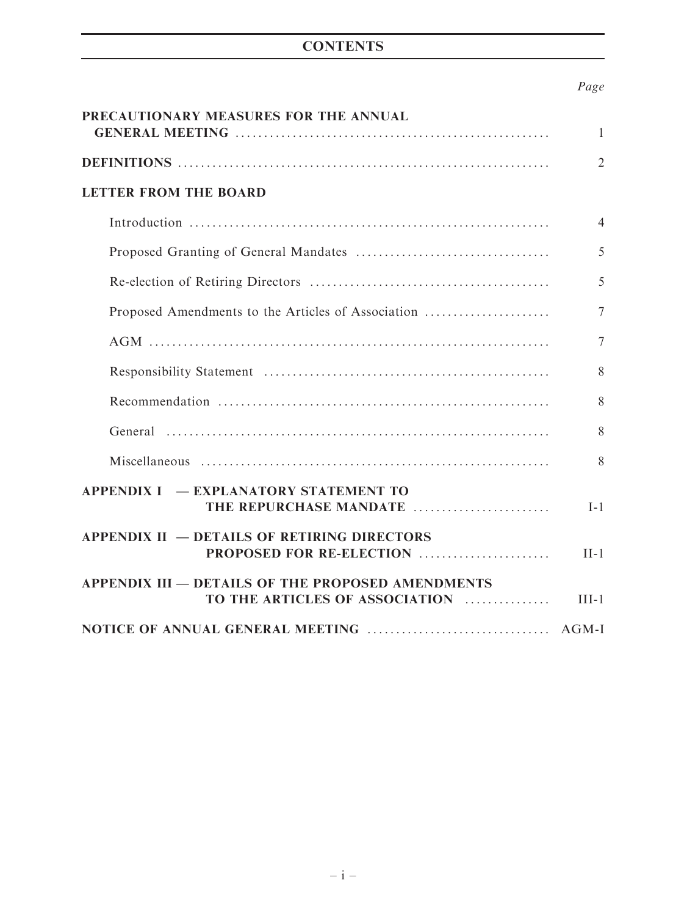# CONTENTS

| | *Page* |
|---|---|
| **PRECAUTIONARY MEASURES FOR THE ANNUAL GENERAL MEETING** | 1 |
| **DEFINITIONS** | 2 |
| **LETTER FROM THE BOARD** | |
| Introduction | 4 |
| Proposed Granting of General Mandates | 5 |
| Re-election of Retiring Directors | 5 |
| Proposed Amendments to the Articles of Association | 7 |
| AGM | 7 |
| Responsibility Statement | 8 |
| Recommendation | 8 |
| General | 8 |
| Miscellaneous | 8 |
| **APPENDIX I — EXPLANATORY STATEMENT TO THE REPURCHASE MANDATE** | I-1 |
| **APPENDIX II — DETAILS OF RETIRING DIRECTORS PROPOSED FOR RE-ELECTION** | II-1 |
| **APPENDIX III — DETAILS OF THE PROPOSED AMENDMENTS TO THE ARTICLES OF ASSOCIATION** | III-1 |
| **NOTICE OF ANNUAL GENERAL MEETING** | AGM-I |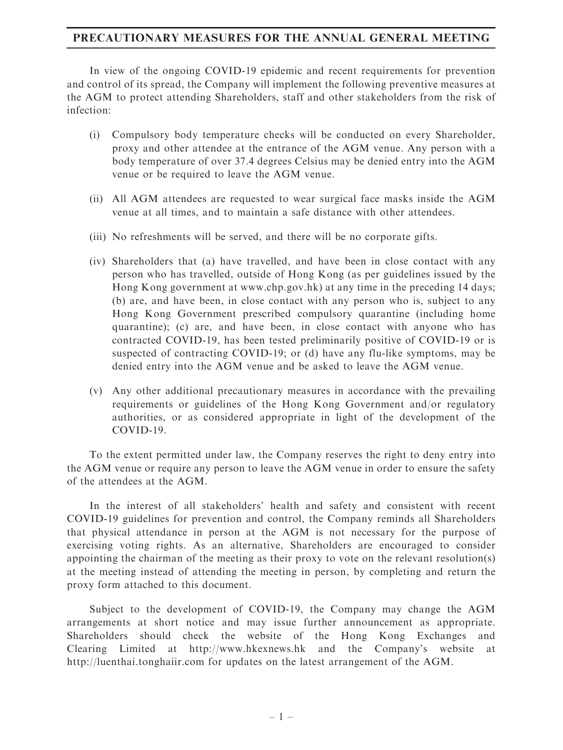# PRECAUTIONARY MEASURES FOR THE ANNUAL GENERAL MEETING

In view of the ongoing COVID-19 epidemic and recent requirements for prevention and control of its spread, the Company will implement the following preventive measures at the AGM to protect attending Shareholders, staff and other stakeholders from the risk of infection:

(i) Compulsory body temperature checks will be conducted on every Shareholder, proxy and other attendee at the entrance of the AGM venue. Any person with a body temperature of over 37.4 degrees Celsius may be denied entry into the AGM venue or be required to leave the AGM venue.

(ii) All AGM attendees are requested to wear surgical face masks inside the AGM venue at all times, and to maintain a safe distance with other attendees.

(iii) No refreshments will be served, and there will be no corporate gifts.

(iv) Shareholders that (a) have travelled, and have been in close contact with any person who has travelled, outside of Hong Kong (as per guidelines issued by the Hong Kong government at www.chp.gov.hk) at any time in the preceding 14 days; (b) are, and have been, in close contact with any person who is, subject to any Hong Kong Government prescribed compulsory quarantine (including home quarantine); (c) are, and have been, in close contact with anyone who has contracted COVID-19, has been tested preliminarily positive of COVID-19 or is suspected of contracting COVID-19; or (d) have any flu-like symptoms, may be denied entry into the AGM venue and be asked to leave the AGM venue.

(v) Any other additional precautionary measures in accordance with the prevailing requirements or guidelines of the Hong Kong Government and/or regulatory authorities, or as considered appropriate in light of the development of the COVID-19.

To the extent permitted under law, the Company reserves the right to deny entry into the AGM venue or require any person to leave the AGM venue in order to ensure the safety of the attendees at the AGM.

In the interest of all stakeholders' health and safety and consistent with recent COVID-19 guidelines for prevention and control, the Company reminds all Shareholders that physical attendance in person at the AGM is not necessary for the purpose of exercising voting rights. As an alternative, Shareholders are encouraged to consider appointing the chairman of the meeting as their proxy to vote on the relevant resolution(s) at the meeting instead of attending the meeting in person, by completing and return the proxy form attached to this document.

Subject to the development of COVID-19, the Company may change the AGM arrangements at short notice and may issue further announcement as appropriate. Shareholders should check the website of the Hong Kong Exchanges and Clearing Limited at http://www.hkexnews.hk and the Company's website at http://luenthai.tonghaiir.com for updates on the latest arrangement of the AGM.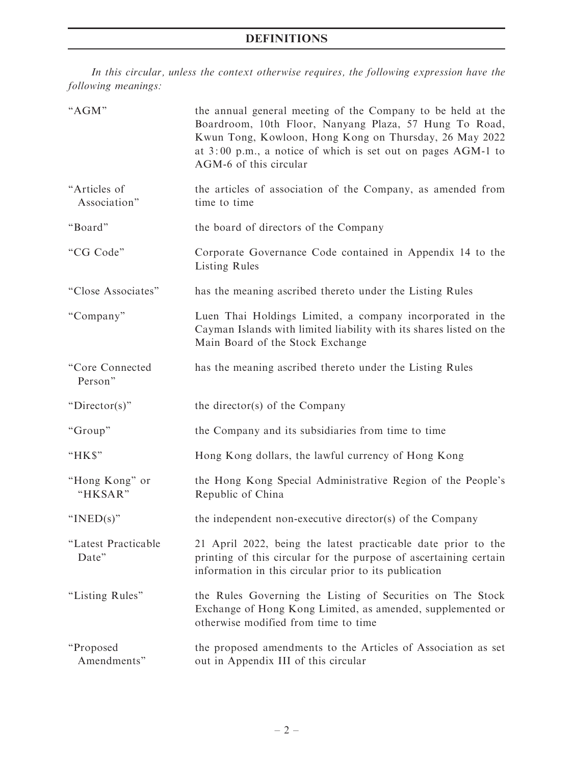# DEFINITIONS

*In this circular, unless the context otherwise requires, the following expression have the following meanings:*

| | |
|---|---|
| "AGM" | the annual general meeting of the Company to be held at the Boardroom, 10th Floor, Nanyang Plaza, 57 Hung To Road, Kwun Tong, Kowloon, Hong Kong on Thursday, 26 May 2022 at 3:00 p.m., a notice of which is set out on pages AGM-1 to AGM-6 of this circular |
| "Articles of Association" | the articles of association of the Company, as amended from time to time |
| "Board" | the board of directors of the Company |
| "CG Code" | Corporate Governance Code contained in Appendix 14 to the Listing Rules |
| "Close Associates" | has the meaning ascribed thereto under the Listing Rules |
| "Company" | Luen Thai Holdings Limited, a company incorporated in the Cayman Islands with limited liability with its shares listed on the Main Board of the Stock Exchange |
| "Core Connected Person" | has the meaning ascribed thereto under the Listing Rules |
| "Director(s)" | the director(s) of the Company |
| "Group" | the Company and its subsidiaries from time to time |
| "HK$" | Hong Kong dollars, the lawful currency of Hong Kong |
| "Hong Kong" or "HKSAR" | the Hong Kong Special Administrative Region of the People's Republic of China |
| "INED(s)" | the independent non-executive director(s) of the Company |
| "Latest Practicable Date" | 21 April 2022, being the latest practicable date prior to the printing of this circular for the purpose of ascertaining certain information in this circular prior to its publication |
| "Listing Rules" | the Rules Governing the Listing of Securities on The Stock Exchange of Hong Kong Limited, as amended, supplemented or otherwise modified from time to time |
| "Proposed Amendments" | the proposed amendments to the Articles of Association as set out in Appendix III of this circular |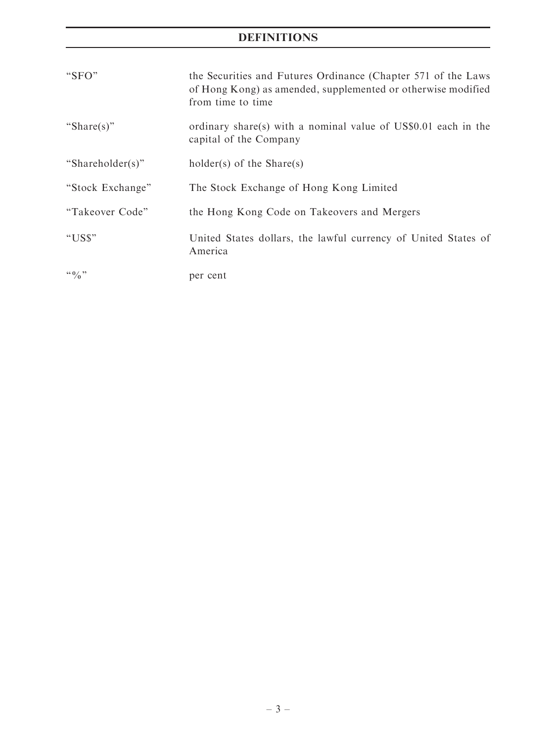# DEFINITIONS

| | |
|---|---|
| "SFO" | the Securities and Futures Ordinance (Chapter 571 of the Laws of Hong Kong) as amended, supplemented or otherwise modified from time to time |
| "Share(s)" | ordinary share(s) with a nominal value of US$0.01 each in the capital of the Company |
| "Shareholder(s)" | holder(s) of the Share(s) |
| "Stock Exchange" | The Stock Exchange of Hong Kong Limited |
| "Takeover Code" | the Hong Kong Code on Takeovers and Mergers |
| "US$" | United States dollars, the lawful currency of United States of America |
| "%" | per cent |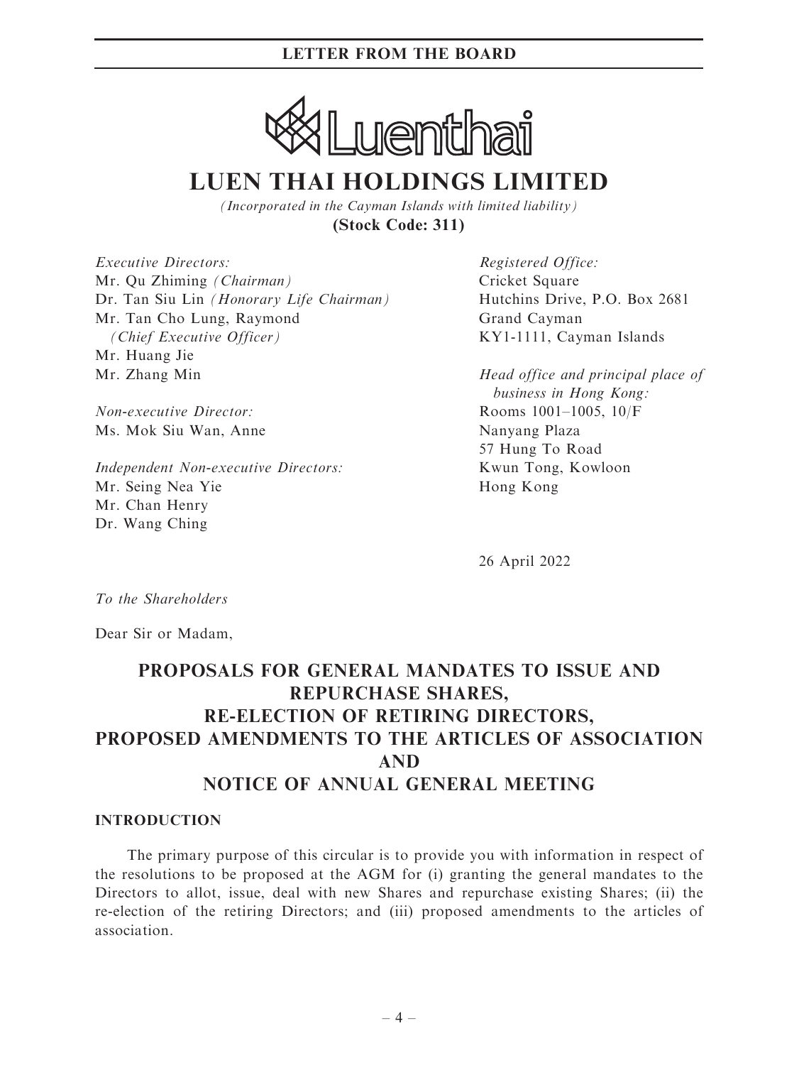# LUEN THAI HOLDINGS LIMITED

*(Incorporated in the Cayman Islands with limited liability)*

**(Stock Code: 311)**

*Executive Directors:*
Mr. Qu Zhiming *(Chairman)*
Dr. Tan Siu Lin *(Honorary Life Chairman)*
Mr. Tan Cho Lung, Raymond
*(Chief Executive Officer)*
Mr. Huang Jie
Mr. Zhang Min

*Non-executive Director:*
Ms. Mok Siu Wan, Anne

*Independent Non-executive Directors:*
Mr. Seing Nea Yie
Mr. Chan Henry
Dr. Wang Ching

*Registered Office:*
Cricket Square
Hutchins Drive, P.O. Box 2681
Grand Cayman
KY1-1111, Cayman Islands

*Head office and principal place of business in Hong Kong:*
Rooms 1001–1005, 10/F
Nanyang Plaza
57 Hung To Road
Kwun Tong, Kowloon
Hong Kong

26 April 2022

*To the Shareholders*

Dear Sir or Madam,

## PROPOSALS FOR GENERAL MANDATES TO ISSUE AND REPURCHASE SHARES, RE-ELECTION OF RETIRING DIRECTORS, PROPOSED AMENDMENTS TO THE ARTICLES OF ASSOCIATION AND NOTICE OF ANNUAL GENERAL MEETING

### INTRODUCTION

The primary purpose of this circular is to provide you with information in respect of the resolutions to be proposed at the AGM for (i) granting the general mandates to the Directors to allot, issue, deal with new Shares and repurchase existing Shares; (ii) the re-election of the retiring Directors; and (iii) proposed amendments to the articles of association.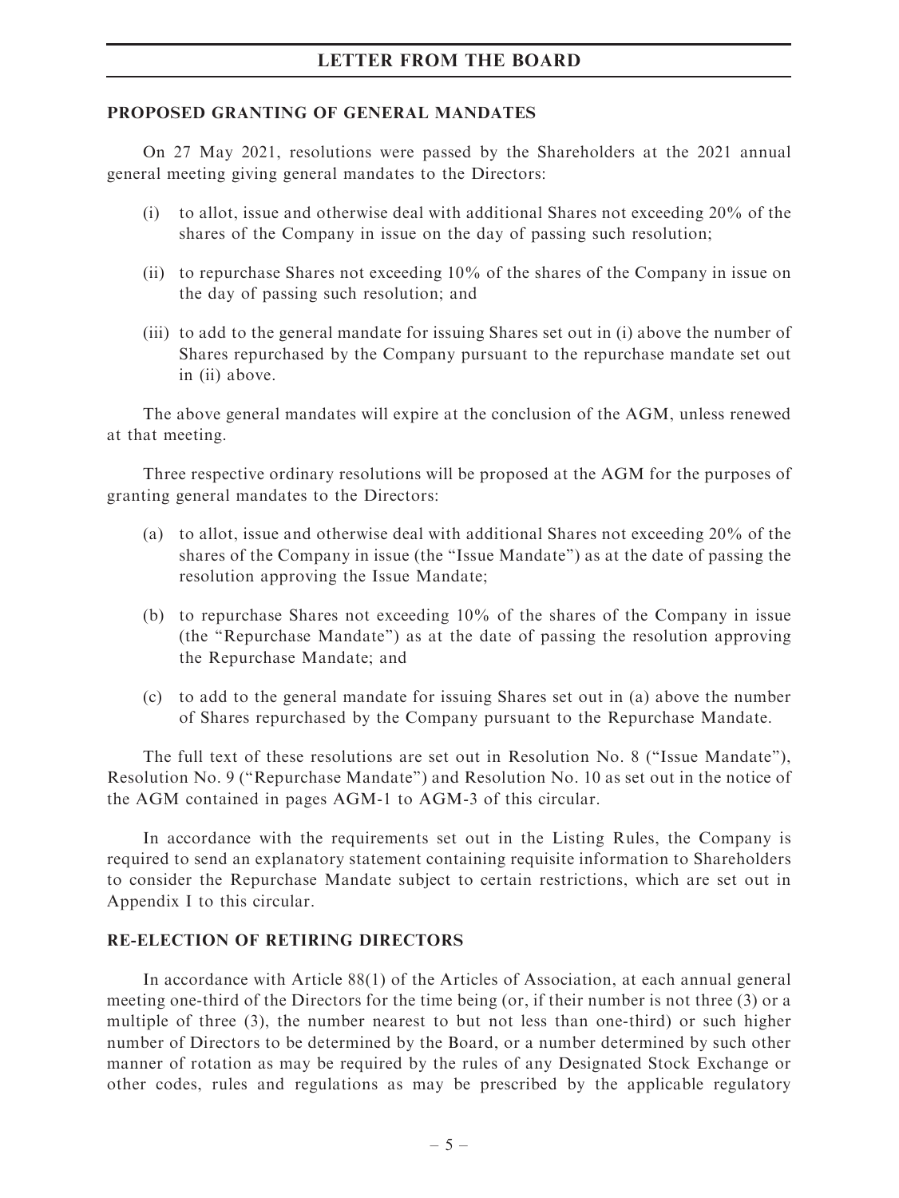## PROPOSED GRANTING OF GENERAL MANDATES

On 27 May 2021, resolutions were passed by the Shareholders at the 2021 annual general meeting giving general mandates to the Directors:

(i) to allot, issue and otherwise deal with additional Shares not exceeding 20% of the shares of the Company in issue on the day of passing such resolution;

(ii) to repurchase Shares not exceeding 10% of the shares of the Company in issue on the day of passing such resolution; and

(iii) to add to the general mandate for issuing Shares set out in (i) above the number of Shares repurchased by the Company pursuant to the repurchase mandate set out in (ii) above.

The above general mandates will expire at the conclusion of the AGM, unless renewed at that meeting.

Three respective ordinary resolutions will be proposed at the AGM for the purposes of granting general mandates to the Directors:

(a) to allot, issue and otherwise deal with additional Shares not exceeding 20% of the shares of the Company in issue (the "Issue Mandate") as at the date of passing the resolution approving the Issue Mandate;

(b) to repurchase Shares not exceeding 10% of the shares of the Company in issue (the "Repurchase Mandate") as at the date of passing the resolution approving the Repurchase Mandate; and

(c) to add to the general mandate for issuing Shares set out in (a) above the number of Shares repurchased by the Company pursuant to the Repurchase Mandate.

The full text of these resolutions are set out in Resolution No. 8 ("Issue Mandate"), Resolution No. 9 ("Repurchase Mandate") and Resolution No. 10 as set out in the notice of the AGM contained in pages AGM-1 to AGM-3 of this circular.

In accordance with the requirements set out in the Listing Rules, the Company is required to send an explanatory statement containing requisite information to Shareholders to consider the Repurchase Mandate subject to certain restrictions, which are set out in Appendix I to this circular.

## RE-ELECTION OF RETIRING DIRECTORS

In accordance with Article 88(1) of the Articles of Association, at each annual general meeting one-third of the Directors for the time being (or, if their number is not three (3) or a multiple of three (3), the number nearest to but not less than one-third) or such higher number of Directors to be determined by the Board, or a number determined by such other manner of rotation as may be required by the rules of any Designated Stock Exchange or other codes, rules and regulations as may be prescribed by the applicable regulatory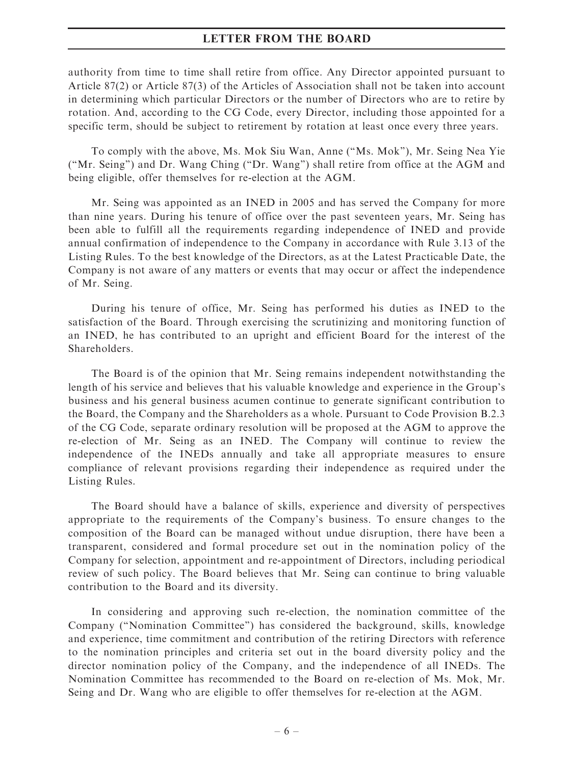authority from time to time shall retire from office. Any Director appointed pursuant to Article 87(2) or Article 87(3) of the Articles of Association shall not be taken into account in determining which particular Directors or the number of Directors who are to retire by rotation. And, according to the CG Code, every Director, including those appointed for a specific term, should be subject to retirement by rotation at least once every three years.

To comply with the above, Ms. Mok Siu Wan, Anne ("Ms. Mok"), Mr. Seing Nea Yie ("Mr. Seing") and Dr. Wang Ching ("Dr. Wang") shall retire from office at the AGM and being eligible, offer themselves for re-election at the AGM.

Mr. Seing was appointed as an INED in 2005 and has served the Company for more than nine years. During his tenure of office over the past seventeen years, Mr. Seing has been able to fulfill all the requirements regarding independence of INED and provide annual confirmation of independence to the Company in accordance with Rule 3.13 of the Listing Rules. To the best knowledge of the Directors, as at the Latest Practicable Date, the Company is not aware of any matters or events that may occur or affect the independence of Mr. Seing.

During his tenure of office, Mr. Seing has performed his duties as INED to the satisfaction of the Board. Through exercising the scrutinizing and monitoring function of an INED, he has contributed to an upright and efficient Board for the interest of the Shareholders.

The Board is of the opinion that Mr. Seing remains independent notwithstanding the length of his service and believes that his valuable knowledge and experience in the Group's business and his general business acumen continue to generate significant contribution to the Board, the Company and the Shareholders as a whole. Pursuant to Code Provision B.2.3 of the CG Code, separate ordinary resolution will be proposed at the AGM to approve the re-election of Mr. Seing as an INED. The Company will continue to review the independence of the INEDs annually and take all appropriate measures to ensure compliance of relevant provisions regarding their independence as required under the Listing Rules.

The Board should have a balance of skills, experience and diversity of perspectives appropriate to the requirements of the Company's business. To ensure changes to the composition of the Board can be managed without undue disruption, there have been a transparent, considered and formal procedure set out in the nomination policy of the Company for selection, appointment and re-appointment of Directors, including periodical review of such policy. The Board believes that Mr. Seing can continue to bring valuable contribution to the Board and its diversity.

In considering and approving such re-election, the nomination committee of the Company ("Nomination Committee") has considered the background, skills, knowledge and experience, time commitment and contribution of the retiring Directors with reference to the nomination principles and criteria set out in the board diversity policy and the director nomination policy of the Company, and the independence of all INEDs. The Nomination Committee has recommended to the Board on re-election of Ms. Mok, Mr. Seing and Dr. Wang who are eligible to offer themselves for re-election at the AGM.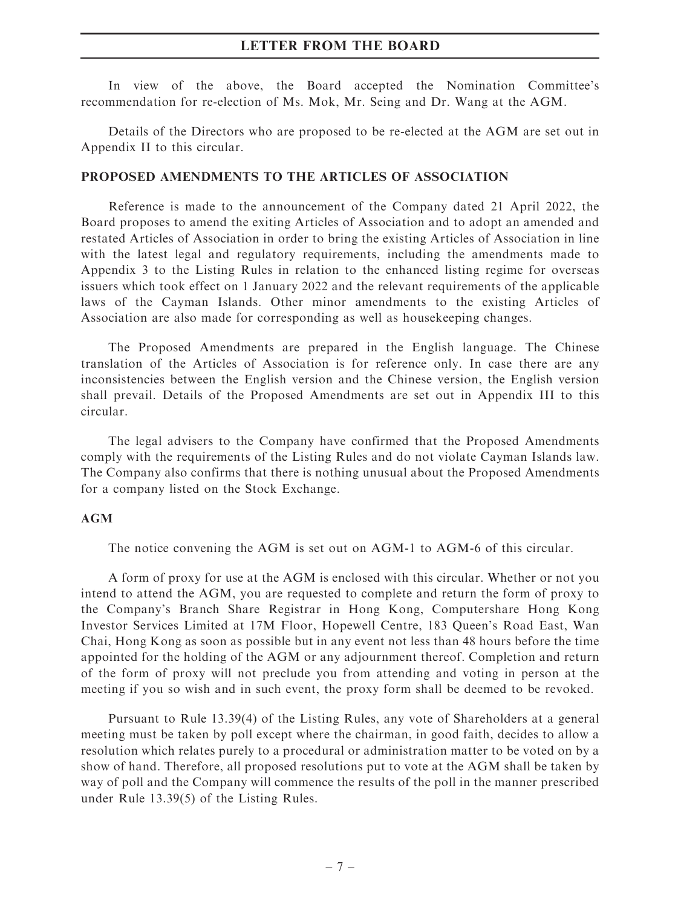In view of the above, the Board accepted the Nomination Committee's recommendation for re-election of Ms. Mok, Mr. Seing and Dr. Wang at the AGM.

Details of the Directors who are proposed to be re-elected at the AGM are set out in Appendix II to this circular.

## PROPOSED AMENDMENTS TO THE ARTICLES OF ASSOCIATION

Reference is made to the announcement of the Company dated 21 April 2022, the Board proposes to amend the exiting Articles of Association and to adopt an amended and restated Articles of Association in order to bring the existing Articles of Association in line with the latest legal and regulatory requirements, including the amendments made to Appendix 3 to the Listing Rules in relation to the enhanced listing regime for overseas issuers which took effect on 1 January 2022 and the relevant requirements of the applicable laws of the Cayman Islands. Other minor amendments to the existing Articles of Association are also made for corresponding as well as housekeeping changes.

The Proposed Amendments are prepared in the English language. The Chinese translation of the Articles of Association is for reference only. In case there are any inconsistencies between the English version and the Chinese version, the English version shall prevail. Details of the Proposed Amendments are set out in Appendix III to this circular.

The legal advisers to the Company have confirmed that the Proposed Amendments comply with the requirements of the Listing Rules and do not violate Cayman Islands law. The Company also confirms that there is nothing unusual about the Proposed Amendments for a company listed on the Stock Exchange.

## AGM

The notice convening the AGM is set out on AGM-1 to AGM-6 of this circular.

A form of proxy for use at the AGM is enclosed with this circular. Whether or not you intend to attend the AGM, you are requested to complete and return the form of proxy to the Company's Branch Share Registrar in Hong Kong, Computershare Hong Kong Investor Services Limited at 17M Floor, Hopewell Centre, 183 Queen's Road East, Wan Chai, Hong Kong as soon as possible but in any event not less than 48 hours before the time appointed for the holding of the AGM or any adjournment thereof. Completion and return of the form of proxy will not preclude you from attending and voting in person at the meeting if you so wish and in such event, the proxy form shall be deemed to be revoked.

Pursuant to Rule 13.39(4) of the Listing Rules, any vote of Shareholders at a general meeting must be taken by poll except where the chairman, in good faith, decides to allow a resolution which relates purely to a procedural or administration matter to be voted on by a show of hand. Therefore, all proposed resolutions put to vote at the AGM shall be taken by way of poll and the Company will commence the results of the poll in the manner prescribed under Rule 13.39(5) of the Listing Rules.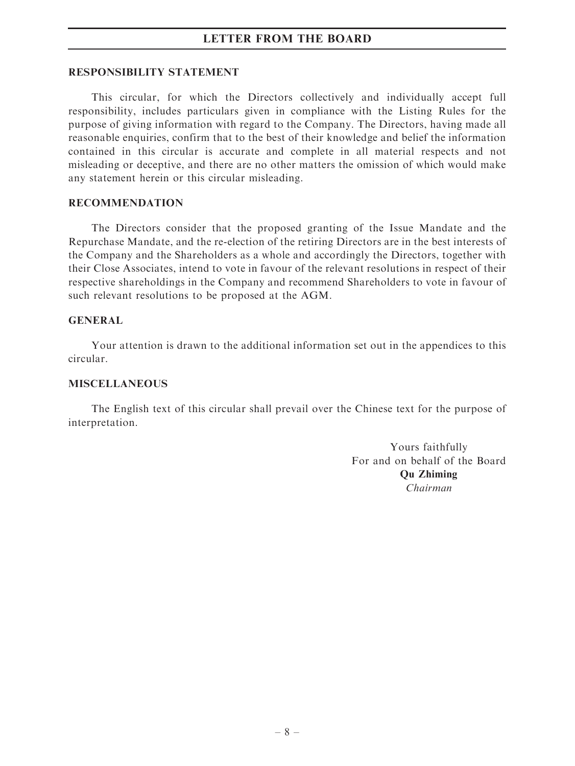## RESPONSIBILITY STATEMENT

This circular, for which the Directors collectively and individually accept full responsibility, includes particulars given in compliance with the Listing Rules for the purpose of giving information with regard to the Company. The Directors, having made all reasonable enquiries, confirm that to the best of their knowledge and belief the information contained in this circular is accurate and complete in all material respects and not misleading or deceptive, and there are no other matters the omission of which would make any statement herein or this circular misleading.

## RECOMMENDATION

The Directors consider that the proposed granting of the Issue Mandate and the Repurchase Mandate, and the re-election of the retiring Directors are in the best interests of the Company and the Shareholders as a whole and accordingly the Directors, together with their Close Associates, intend to vote in favour of the relevant resolutions in respect of their respective shareholdings in the Company and recommend Shareholders to vote in favour of such relevant resolutions to be proposed at the AGM.

## GENERAL

Your attention is drawn to the additional information set out in the appendices to this circular.

## MISCELLANEOUS

The English text of this circular shall prevail over the Chinese text for the purpose of interpretation.

Yours faithfully
For and on behalf of the Board
**Qu Zhiming**
*Chairman*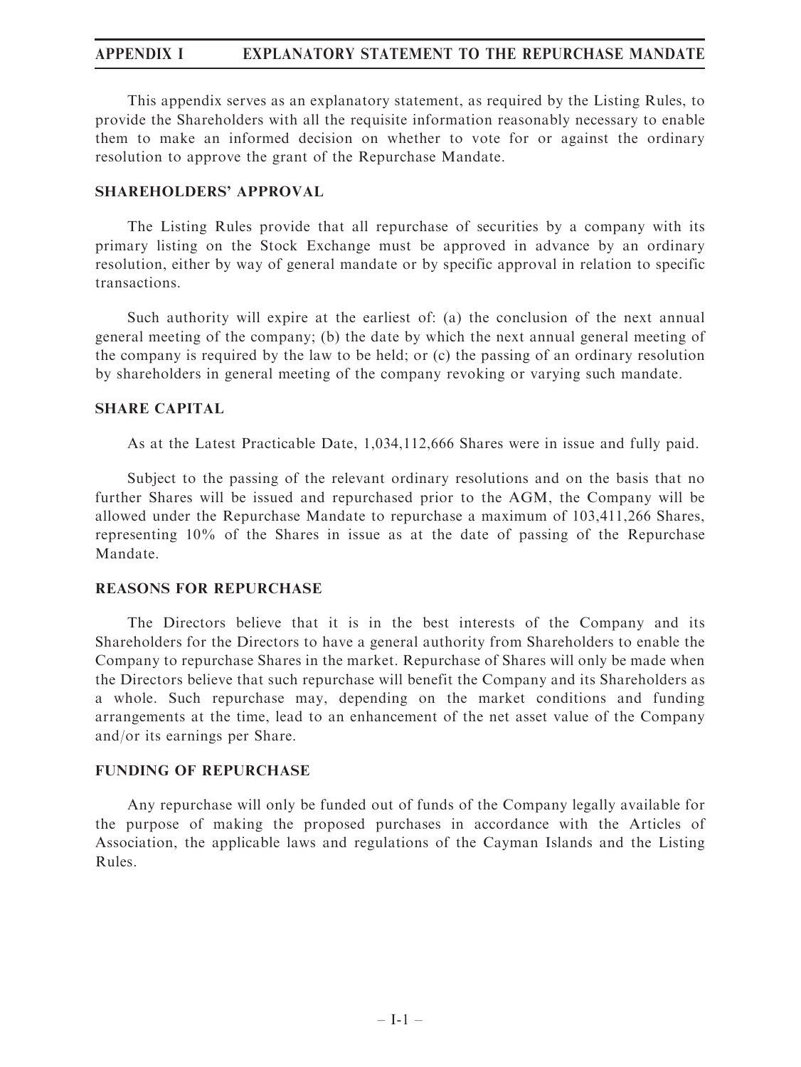This appendix serves as an explanatory statement, as required by the Listing Rules, to provide the Shareholders with all the requisite information reasonably necessary to enable them to make an informed decision on whether to vote for or against the ordinary resolution to approve the grant of the Repurchase Mandate.

## SHAREHOLDERS' APPROVAL

The Listing Rules provide that all repurchase of securities by a company with its primary listing on the Stock Exchange must be approved in advance by an ordinary resolution, either by way of general mandate or by specific approval in relation to specific transactions.

Such authority will expire at the earliest of: (a) the conclusion of the next annual general meeting of the company; (b) the date by which the next annual general meeting of the company is required by the law to be held; or (c) the passing of an ordinary resolution by shareholders in general meeting of the company revoking or varying such mandate.

## SHARE CAPITAL

As at the Latest Practicable Date, 1,034,112,666 Shares were in issue and fully paid.

Subject to the passing of the relevant ordinary resolutions and on the basis that no further Shares will be issued and repurchased prior to the AGM, the Company will be allowed under the Repurchase Mandate to repurchase a maximum of 103,411,266 Shares, representing 10% of the Shares in issue as at the date of passing of the Repurchase Mandate.

## REASONS FOR REPURCHASE

The Directors believe that it is in the best interests of the Company and its Shareholders for the Directors to have a general authority from Shareholders to enable the Company to repurchase Shares in the market. Repurchase of Shares will only be made when the Directors believe that such repurchase will benefit the Company and its Shareholders as a whole. Such repurchase may, depending on the market conditions and funding arrangements at the time, lead to an enhancement of the net asset value of the Company and/or its earnings per Share.

## FUNDING OF REPURCHASE

Any repurchase will only be funded out of funds of the Company legally available for the purpose of making the proposed purchases in accordance with the Articles of Association, the applicable laws and regulations of the Cayman Islands and the Listing Rules.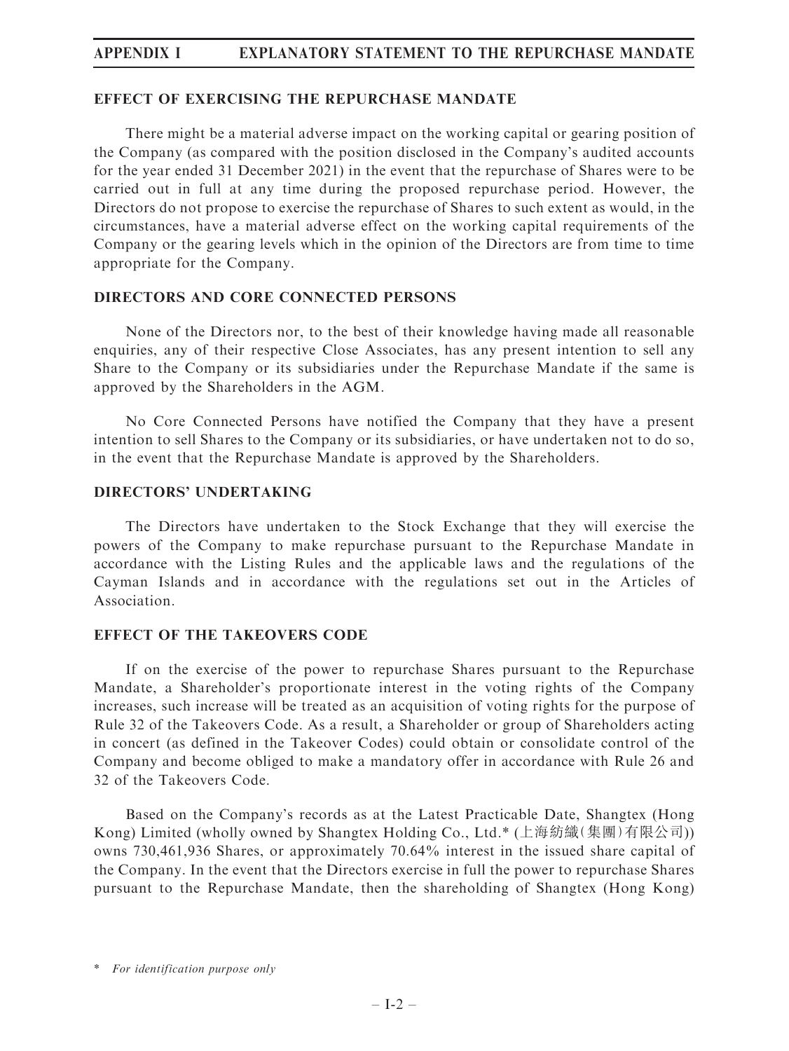## EFFECT OF EXERCISING THE REPURCHASE MANDATE

There might be a material adverse impact on the working capital or gearing position of the Company (as compared with the position disclosed in the Company's audited accounts for the year ended 31 December 2021) in the event that the repurchase of Shares were to be carried out in full at any time during the proposed repurchase period. However, the Directors do not propose to exercise the repurchase of Shares to such extent as would, in the circumstances, have a material adverse effect on the working capital requirements of the Company or the gearing levels which in the opinion of the Directors are from time to time appropriate for the Company.

## DIRECTORS AND CORE CONNECTED PERSONS

None of the Directors nor, to the best of their knowledge having made all reasonable enquiries, any of their respective Close Associates, has any present intention to sell any Share to the Company or its subsidiaries under the Repurchase Mandate if the same is approved by the Shareholders in the AGM.

No Core Connected Persons have notified the Company that they have a present intention to sell Shares to the Company or its subsidiaries, or have undertaken not to do so, in the event that the Repurchase Mandate is approved by the Shareholders.

## DIRECTORS' UNDERTAKING

The Directors have undertaken to the Stock Exchange that they will exercise the powers of the Company to make repurchase pursuant to the Repurchase Mandate in accordance with the Listing Rules and the applicable laws and the regulations of the Cayman Islands and in accordance with the regulations set out in the Articles of Association.

## EFFECT OF THE TAKEOVERS CODE

If on the exercise of the power to repurchase Shares pursuant to the Repurchase Mandate, a Shareholder's proportionate interest in the voting rights of the Company increases, such increase will be treated as an acquisition of voting rights for the purpose of Rule 32 of the Takeovers Code. As a result, a Shareholder or group of Shareholders acting in concert (as defined in the Takeover Codes) could obtain or consolidate control of the Company and become obliged to make a mandatory offer in accordance with Rule 26 and 32 of the Takeovers Code.

Based on the Company's records as at the Latest Practicable Date, Shangtex (Hong Kong) Limited (wholly owned by Shangtex Holding Co., Ltd.* (上海紡織(集團)有限公司)) owns 730,461,936 Shares, or approximately 70.64% interest in the issued share capital of the Company. In the event that the Directors exercise in full the power to repurchase Shares pursuant to the Repurchase Mandate, then the shareholding of Shangtex (Hong Kong)

\* *For identification purpose only*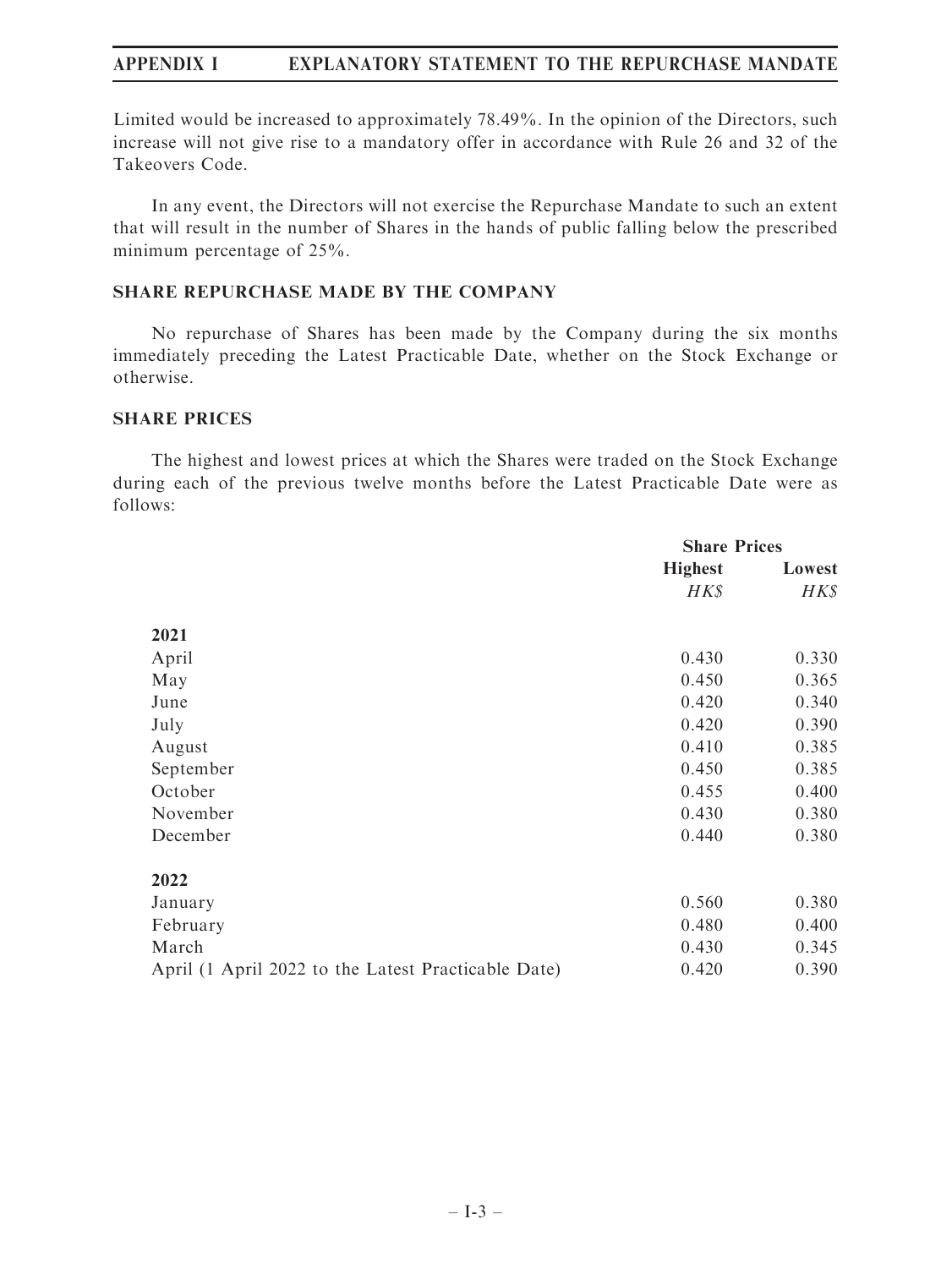Limited would be increased to approximately 78.49%. In the opinion of the Directors, such increase will not give rise to a mandatory offer in accordance with Rule 26 and 32 of the Takeovers Code.

In any event, the Directors will not exercise the Repurchase Mandate to such an extent that will result in the number of Shares in the hands of public falling below the prescribed minimum percentage of 25%.

## SHARE REPURCHASE MADE BY THE COMPANY

No repurchase of Shares has been made by the Company during the six months immediately preceding the Latest Practicable Date, whether on the Stock Exchange or otherwise.

## SHARE PRICES

The highest and lowest prices at which the Shares were traded on the Stock Exchange during each of the previous twelve months before the Latest Practicable Date were as follows:

| | Share Prices | |
|---|---|---|
| | **Highest** | **Lowest** |
| | *HK$* | *HK$* |
| **2021** | | |
| April | 0.430 | 0.330 |
| May | 0.450 | 0.365 |
| June | 0.420 | 0.340 |
| July | 0.420 | 0.390 |
| August | 0.410 | 0.385 |
| September | 0.450 | 0.385 |
| October | 0.455 | 0.400 |
| November | 0.430 | 0.380 |
| December | 0.440 | 0.380 |
| **2022** | | |
| January | 0.560 | 0.380 |
| February | 0.480 | 0.400 |
| March | 0.430 | 0.345 |
| April (1 April 2022 to the Latest Practicable Date) | 0.420 | 0.390 |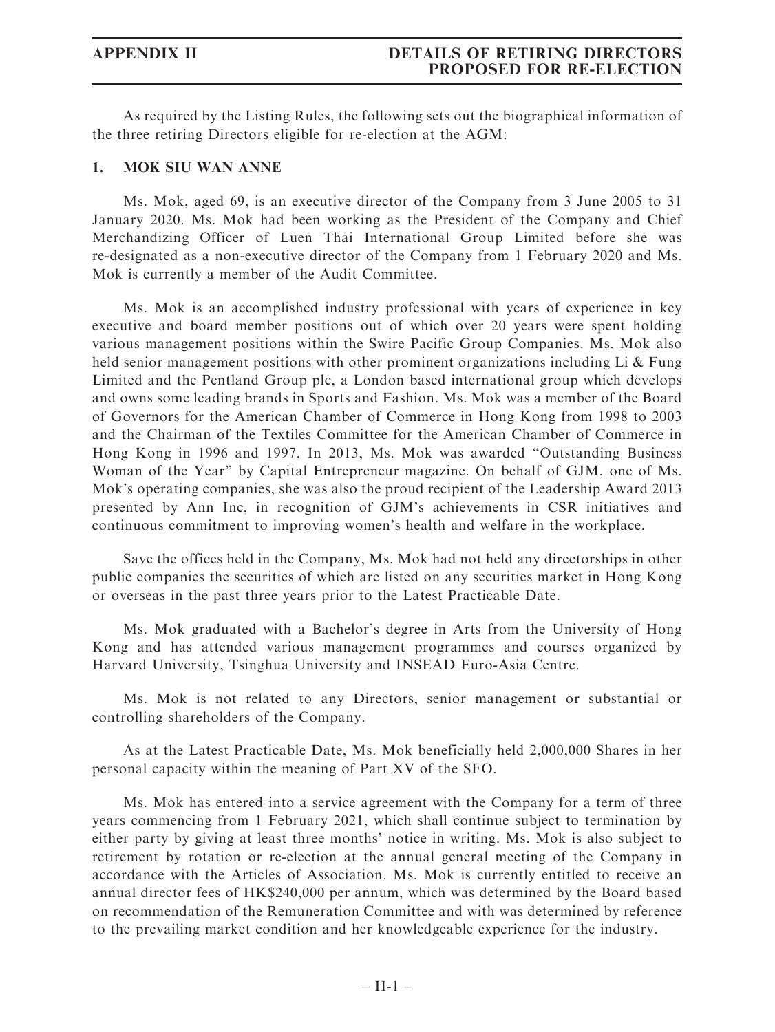As required by the Listing Rules, the following sets out the biographical information of the three retiring Directors eligible for re-election at the AGM:

## 1. MOK SIU WAN ANNE

Ms. Mok, aged 69, is an executive director of the Company from 3 June 2005 to 31 January 2020. Ms. Mok had been working as the President of the Company and Chief Merchandizing Officer of Luen Thai International Group Limited before she was re-designated as a non-executive director of the Company from 1 February 2020 and Ms. Mok is currently a member of the Audit Committee.

Ms. Mok is an accomplished industry professional with years of experience in key executive and board member positions out of which over 20 years were spent holding various management positions within the Swire Pacific Group Companies. Ms. Mok also held senior management positions with other prominent organizations including Li & Fung Limited and the Pentland Group plc, a London based international group which develops and owns some leading brands in Sports and Fashion. Ms. Mok was a member of the Board of Governors for the American Chamber of Commerce in Hong Kong from 1998 to 2003 and the Chairman of the Textiles Committee for the American Chamber of Commerce in Hong Kong in 1996 and 1997. In 2013, Ms. Mok was awarded "Outstanding Business Woman of the Year" by Capital Entrepreneur magazine. On behalf of GJM, one of Ms. Mok's operating companies, she was also the proud recipient of the Leadership Award 2013 presented by Ann Inc, in recognition of GJM's achievements in CSR initiatives and continuous commitment to improving women's health and welfare in the workplace.

Save the offices held in the Company, Ms. Mok had not held any directorships in other public companies the securities of which are listed on any securities market in Hong Kong or overseas in the past three years prior to the Latest Practicable Date.

Ms. Mok graduated with a Bachelor's degree in Arts from the University of Hong Kong and has attended various management programmes and courses organized by Harvard University, Tsinghua University and INSEAD Euro-Asia Centre.

Ms. Mok is not related to any Directors, senior management or substantial or controlling shareholders of the Company.

As at the Latest Practicable Date, Ms. Mok beneficially held 2,000,000 Shares in her personal capacity within the meaning of Part XV of the SFO.

Ms. Mok has entered into a service agreement with the Company for a term of three years commencing from 1 February 2021, which shall continue subject to termination by either party by giving at least three months' notice in writing. Ms. Mok is also subject to retirement by rotation or re-election at the annual general meeting of the Company in accordance with the Articles of Association. Ms. Mok is currently entitled to receive an annual director fees of HK$240,000 per annum, which was determined by the Board based on recommendation of the Remuneration Committee and with was determined by reference to the prevailing market condition and her knowledgeable experience for the industry.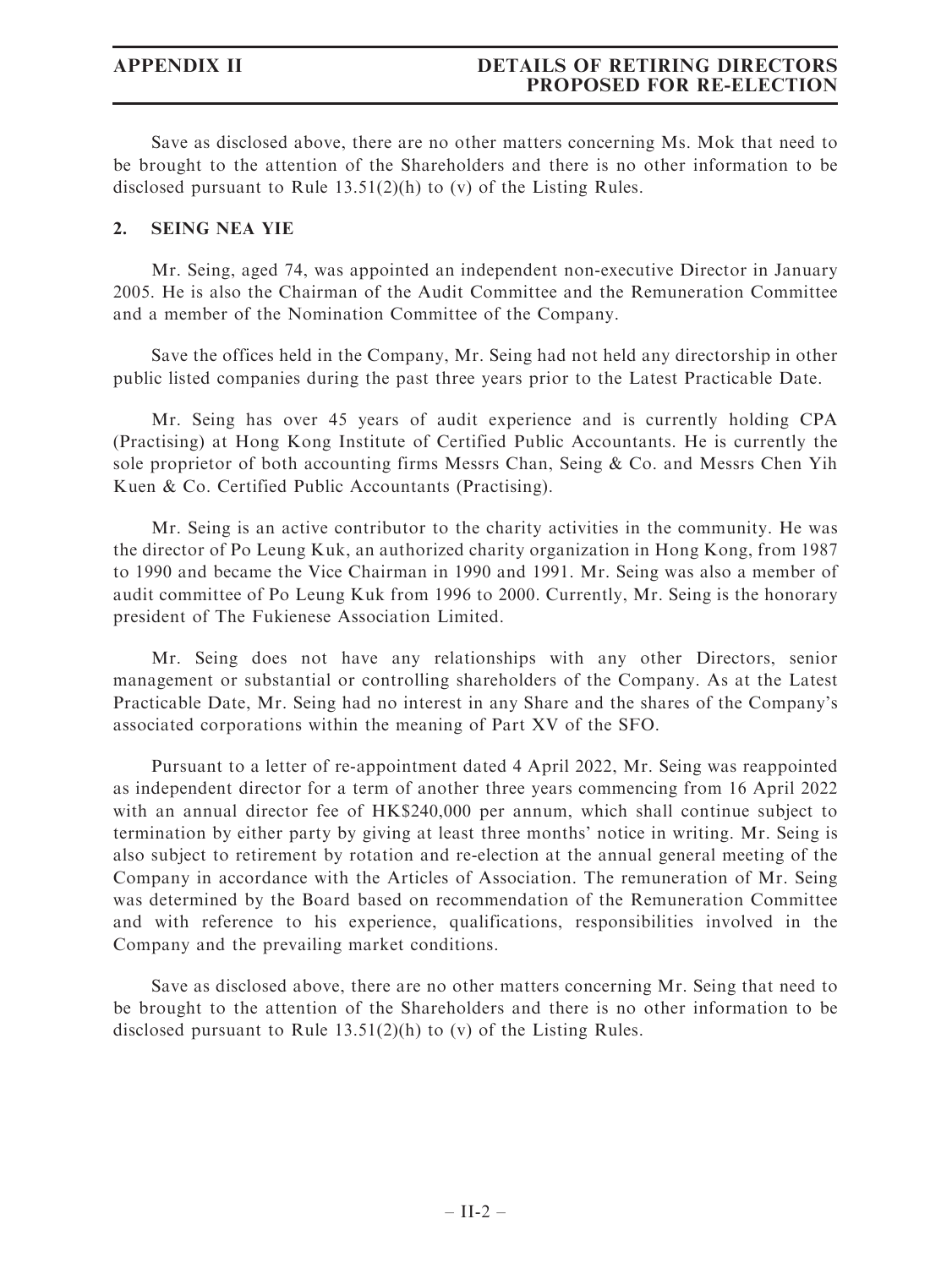Save as disclosed above, there are no other matters concerning Ms. Mok that need to be brought to the attention of the Shareholders and there is no other information to be disclosed pursuant to Rule 13.51(2)(h) to (v) of the Listing Rules.

## 2. SEING NEA YIE

Mr. Seing, aged 74, was appointed an independent non-executive Director in January 2005. He is also the Chairman of the Audit Committee and the Remuneration Committee and a member of the Nomination Committee of the Company.

Save the offices held in the Company, Mr. Seing had not held any directorship in other public listed companies during the past three years prior to the Latest Practicable Date.

Mr. Seing has over 45 years of audit experience and is currently holding CPA (Practising) at Hong Kong Institute of Certified Public Accountants. He is currently the sole proprietor of both accounting firms Messrs Chan, Seing & Co. and Messrs Chen Yih Kuen & Co. Certified Public Accountants (Practising).

Mr. Seing is an active contributor to the charity activities in the community. He was the director of Po Leung Kuk, an authorized charity organization in Hong Kong, from 1987 to 1990 and became the Vice Chairman in 1990 and 1991. Mr. Seing was also a member of audit committee of Po Leung Kuk from 1996 to 2000. Currently, Mr. Seing is the honorary president of The Fukienese Association Limited.

Mr. Seing does not have any relationships with any other Directors, senior management or substantial or controlling shareholders of the Company. As at the Latest Practicable Date, Mr. Seing had no interest in any Share and the shares of the Company's associated corporations within the meaning of Part XV of the SFO.

Pursuant to a letter of re-appointment dated 4 April 2022, Mr. Seing was reappointed as independent director for a term of another three years commencing from 16 April 2022 with an annual director fee of HK$240,000 per annum, which shall continue subject to termination by either party by giving at least three months' notice in writing. Mr. Seing is also subject to retirement by rotation and re-election at the annual general meeting of the Company in accordance with the Articles of Association. The remuneration of Mr. Seing was determined by the Board based on recommendation of the Remuneration Committee and with reference to his experience, qualifications, responsibilities involved in the Company and the prevailing market conditions.

Save as disclosed above, there are no other matters concerning Mr. Seing that need to be brought to the attention of the Shareholders and there is no other information to be disclosed pursuant to Rule 13.51(2)(h) to (v) of the Listing Rules.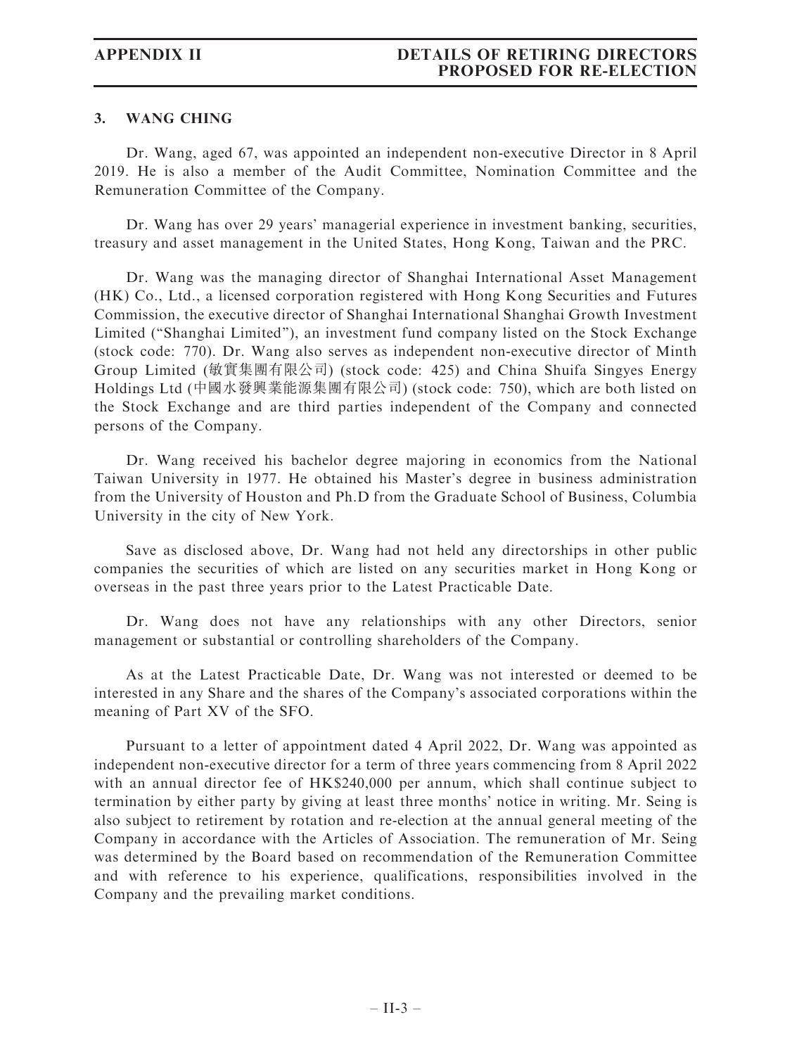### 3. WANG CHING

Dr. Wang, aged 67, was appointed an independent non-executive Director in 8 April 2019. He is also a member of the Audit Committee, Nomination Committee and the Remuneration Committee of the Company.

Dr. Wang has over 29 years' managerial experience in investment banking, securities, treasury and asset management in the United States, Hong Kong, Taiwan and the PRC.

Dr. Wang was the managing director of Shanghai International Asset Management (HK) Co., Ltd., a licensed corporation registered with Hong Kong Securities and Futures Commission, the executive director of Shanghai International Shanghai Growth Investment Limited ("Shanghai Limited"), an investment fund company listed on the Stock Exchange (stock code: 770). Dr. Wang also serves as independent non-executive director of Minth Group Limited (敏實集團有限公司) (stock code: 425) and China Shuifa Singyes Energy Holdings Ltd (中國水發興業能源集團有限公司) (stock code: 750), which are both listed on the Stock Exchange and are third parties independent of the Company and connected persons of the Company.

Dr. Wang received his bachelor degree majoring in economics from the National Taiwan University in 1977. He obtained his Master's degree in business administration from the University of Houston and Ph.D from the Graduate School of Business, Columbia University in the city of New York.

Save as disclosed above, Dr. Wang had not held any directorships in other public companies the securities of which are listed on any securities market in Hong Kong or overseas in the past three years prior to the Latest Practicable Date.

Dr. Wang does not have any relationships with any other Directors, senior management or substantial or controlling shareholders of the Company.

As at the Latest Practicable Date, Dr. Wang was not interested or deemed to be interested in any Share and the shares of the Company's associated corporations within the meaning of Part XV of the SFO.

Pursuant to a letter of appointment dated 4 April 2022, Dr. Wang was appointed as independent non-executive director for a term of three years commencing from 8 April 2022 with an annual director fee of HK$240,000 per annum, which shall continue subject to termination by either party by giving at least three months' notice in writing. Mr. Seing is also subject to retirement by rotation and re-election at the annual general meeting of the Company in accordance with the Articles of Association. The remuneration of Mr. Seing was determined by the Board based on recommendation of the Remuneration Committee and with reference to his experience, qualifications, responsibilities involved in the Company and the prevailing market conditions.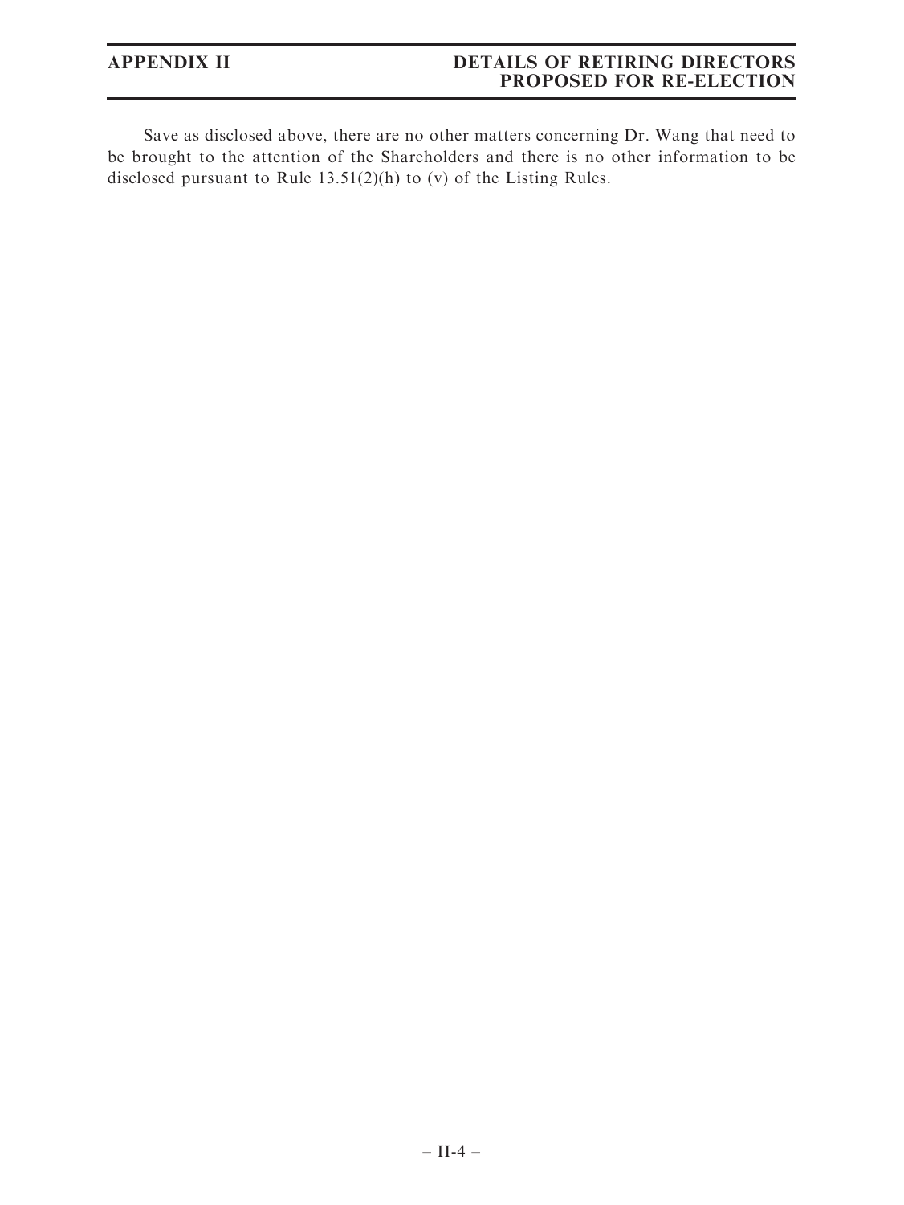Save as disclosed above, there are no other matters concerning Dr. Wang that need to be brought to the attention of the Shareholders and there is no other information to be disclosed pursuant to Rule 13.51(2)(h) to (v) of the Listing Rules.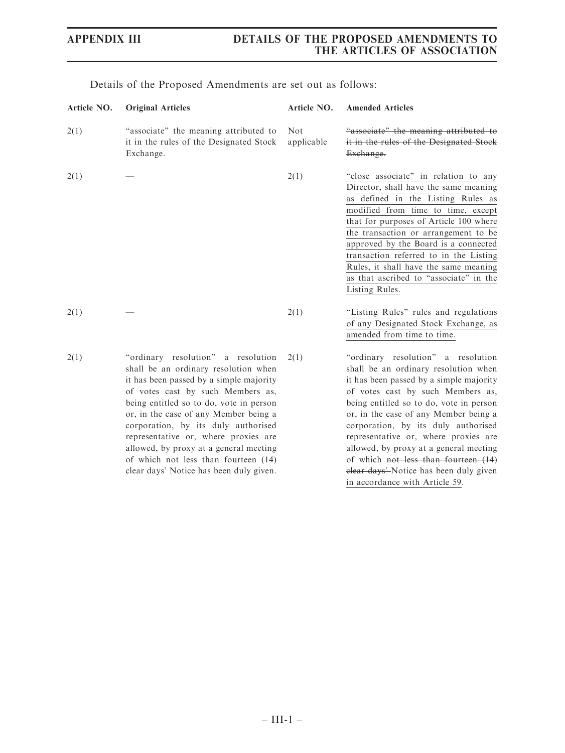Details of the Proposed Amendments are set out as follows:

| Article NO. | Original Articles | Article NO. | Amended Articles |
|---|---|---|---|
| 2(1) | "associate" the meaning attributed to it in the rules of the Designated Stock Exchange. | Not applicable | ~~"associate" the meaning attributed to it in the rules of the Designated Stock Exchange.~~ |
| 2(1) | — | 2(1) | <u>"close associate" in relation to any Director, shall have the same meaning as defined in the Listing Rules as modified from time to time, except that for purposes of Article 100 where the transaction or arrangement to be approved by the Board is a connected transaction referred to in the Listing Rules, it shall have the same meaning as that ascribed to "associate" in the Listing Rules.</u> |
| 2(1) | — | 2(1) | <u>"Listing Rules" rules and regulations of any Designated Stock Exchange, as amended from time to time.</u> |
| 2(1) | "ordinary resolution" a resolution shall be an ordinary resolution when it has been passed by a simple majority of votes cast by such Members as, being entitled so to do, vote in person or, in the case of any Member being a corporation, by its duly authorised representative or, where proxies are allowed, by proxy at a general meeting of which not less than fourteen (14) clear days' Notice has been duly given. | 2(1) | "ordinary resolution" a resolution shall be an ordinary resolution when it has been passed by a simple majority of votes cast by such Members as, being entitled so to do, vote in person or, in the case of any Member being a corporation, by its duly authorised representative or, where proxies are allowed, by proxy at a general meeting of which ~~not less than fourteen (14) clear days'~~ Notice has been duly given <u>in accordance with Article 59</u>. |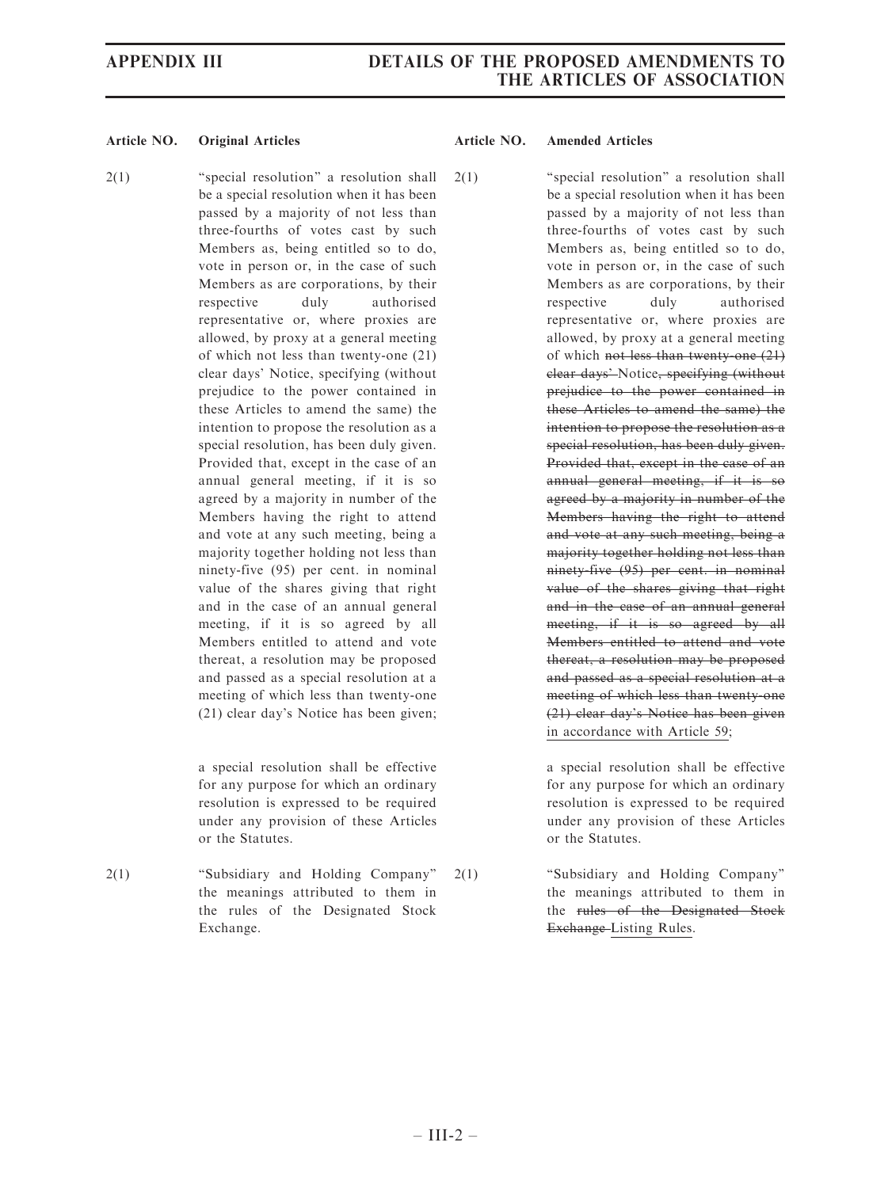| Article NO. | Original Articles | Article NO. | Amended Articles |
|---|---|---|---|
| 2(1) | "special resolution" a resolution shall be a special resolution when it has been passed by a majority of not less than three-fourths of votes cast by such Members as, being entitled so to do, vote in person or, in the case of such Members as are corporations, by their respective duly authorised representative or, where proxies are allowed, by proxy at a general meeting of which not less than twenty-one (21) clear days' Notice, specifying (without prejudice to the power contained in these Articles to amend the same) the intention to propose the resolution as a special resolution, has been duly given. Provided that, except in the case of an annual general meeting, if it is so agreed by a majority in number of the Members having the right to attend and vote at any such meeting, being a majority together holding not less than ninety-five (95) per cent. in nominal value of the shares giving that right and in the case of an annual general meeting, if it is so agreed by all Members entitled to attend and vote thereat, a resolution may be proposed and passed as a special resolution at a meeting of which less than twenty-one (21) clear day's Notice has been given;<br><br>a special resolution shall be effective for any purpose for which an ordinary resolution is expressed to be required under any provision of these Articles or the Statutes. | 2(1) | "special resolution" a resolution shall be a special resolution when it has been passed by a majority of not less than three-fourths of votes cast by such Members as, being entitled so to do, vote in person or, in the case of such Members as are corporations, by their respective duly authorised representative or, where proxies are allowed, by proxy at a general meeting of which ~~not less than twenty-one (21) clear days'~~ Notice~~, specifying (without prejudice to the power contained in these Articles to amend the same) the intention to propose the resolution as a special resolution, has been duly given. Provided that, except in the case of an annual general meeting, if it is so agreed by a majority in number of the Members having the right to attend and vote at any such meeting, being a majority together holding not less than ninety-five (95) per cent. in nominal value of the shares giving that right and in the case of an annual general meeting, if it is so agreed by all Members entitled to attend and vote thereat, a resolution may be proposed and passed as a special resolution at a meeting of which less than twenty-one (21) clear day's Notice has been given~~ in accordance with Article 59;<br><br>a special resolution shall be effective for any purpose for which an ordinary resolution is expressed to be required under any provision of these Articles or the Statutes. |
| 2(1) | "Subsidiary and Holding Company" the meanings attributed to them in the rules of the Designated Stock Exchange. | 2(1) | "Subsidiary and Holding Company" the meanings attributed to them in the ~~rules of the Designated Stock Exchange~~ Listing Rules. |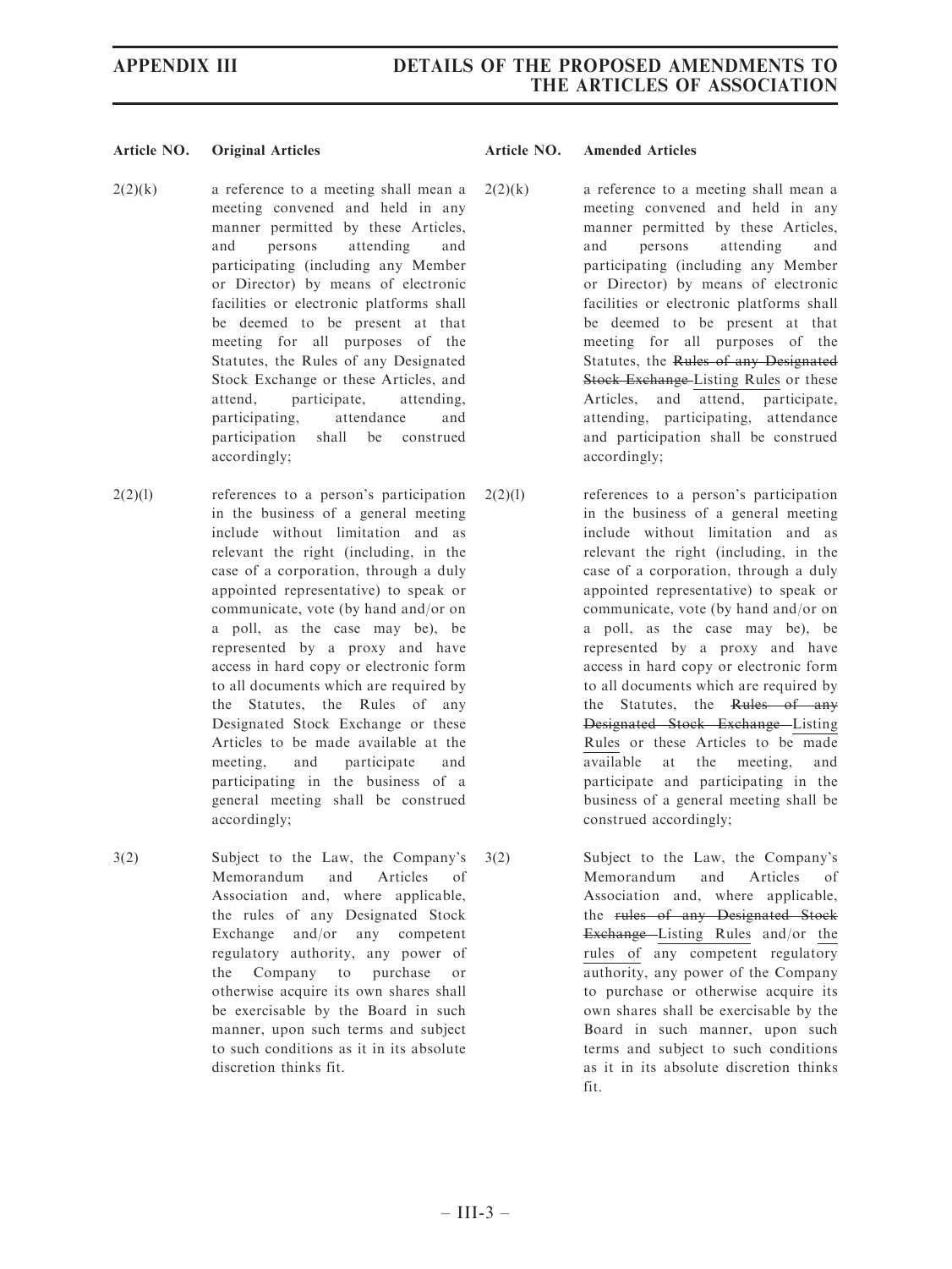| Article NO. | Original Articles | Article NO. | Amended Articles |
| --- | --- | --- | --- |
| 2(2)(k) | a reference to a meeting shall mean a meeting convened and held in any manner permitted by these Articles, and persons attending and participating (including any Member or Director) by means of electronic facilities or electronic platforms shall be deemed to be present at that meeting for all purposes of the Statutes, the Rules of any Designated Stock Exchange or these Articles, and attend, participate, attending, participating, attendance and participation shall be construed accordingly; | 2(2)(k) | a reference to a meeting shall mean a meeting convened and held in any manner permitted by these Articles, and persons attending and participating (including any Member or Director) by means of electronic facilities or electronic platforms shall be deemed to be present at that meeting for all purposes of the Statutes, the ~~Rules of any Designated Stock Exchange~~ <u>Listing Rules</u> or these Articles, and attend, participate, attending, participating, attendance and participation shall be construed accordingly; |
| 2(2)(l) | references to a person's participation in the business of a general meeting include without limitation and as relevant the right (including, in the case of a corporation, through a duly appointed representative) to speak or communicate, vote (by hand and/or on a poll, as the case may be), be represented by a proxy and have access in hard copy or electronic form to all documents which are required by the Statutes, the Rules of any Designated Stock Exchange or these Articles to be made available at the meeting, and participate and participating in the business of a general meeting shall be construed accordingly; | 2(2)(l) | references to a person's participation in the business of a general meeting include without limitation and as relevant the right (including, in the case of a corporation, through a duly appointed representative) to speak or communicate, vote (by hand and/or on a poll, as the case may be), be represented by a proxy and have access in hard copy or electronic form to all documents which are required by the Statutes, the ~~Rules of any Designated Stock Exchange~~ <u>Listing Rules</u> or these Articles to be made available at the meeting, and participate and participating in the business of a general meeting shall be construed accordingly; |
| 3(2) | Subject to the Law, the Company's Memorandum and Articles of Association and, where applicable, the rules of any Designated Stock Exchange and/or any competent regulatory authority, any power of the Company to purchase or otherwise acquire its own shares shall be exercisable by the Board in such manner, upon such terms and subject to such conditions as it in its absolute discretion thinks fit. | 3(2) | Subject to the Law, the Company's Memorandum and Articles of Association and, where applicable, the ~~rules of any Designated Stock Exchange~~ <u>Listing Rules</u> and/or <u>the rules of</u> any competent regulatory authority, any power of the Company to purchase or otherwise acquire its own shares shall be exercisable by the Board in such manner, upon such terms and subject to such conditions as it in its absolute discretion thinks fit. |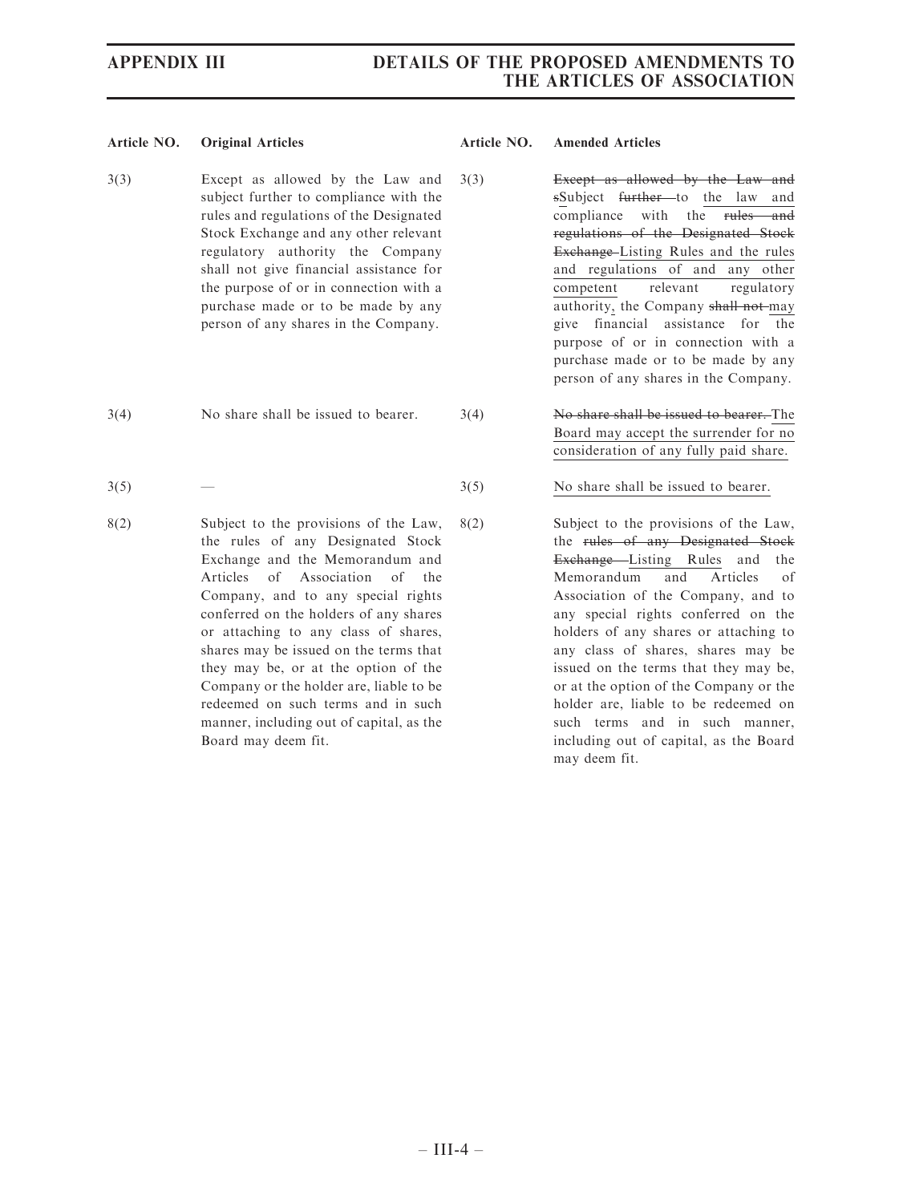| Article NO. | Original Articles | Article NO. | Amended Articles |
|---|---|---|---|
| 3(3) | Except as allowed by the Law and subject further to compliance with the rules and regulations of the Designated Stock Exchange and any other relevant regulatory authority the Company shall not give financial assistance for the purpose of or in connection with a purchase made or to be made by any person of any shares in the Company. | 3(3) | ~~Except as allowed by the Law and s~~Subject ~~further~~ to the law and compliance with the ~~rules and regulations of the Designated Stock Exchange~~ Listing Rules and the rules and regulations of and any other competent relevant regulatory authority, the Company ~~shall not~~ may give financial assistance for the purpose of or in connection with a purchase made or to be made by any person of any shares in the Company. |
| 3(4) | No share shall be issued to bearer. | 3(4) | ~~No share shall be issued to bearer.~~ The Board may accept the surrender for no consideration of any fully paid share. |
| 3(5) | — | 3(5) | No share shall be issued to bearer. |
| 8(2) | Subject to the provisions of the Law, the rules of any Designated Stock Exchange and the Memorandum and Articles of Association of the Company, and to any special rights conferred on the holders of any shares or attaching to any class of shares, shares may be issued on the terms that they may be, or at the option of the Company or the holder are, liable to be redeemed on such terms and in such manner, including out of capital, as the Board may deem fit. | 8(2) | Subject to the provisions of the Law, the ~~rules of any Designated Stock Exchange~~ Listing Rules and the Memorandum and Articles of Association of the Company, and to any special rights conferred on the holders of any shares or attaching to any class of shares, shares may be issued on the terms that they may be, or at the option of the Company or the holder are, liable to be redeemed on such terms and in such manner, including out of capital, as the Board may deem fit. |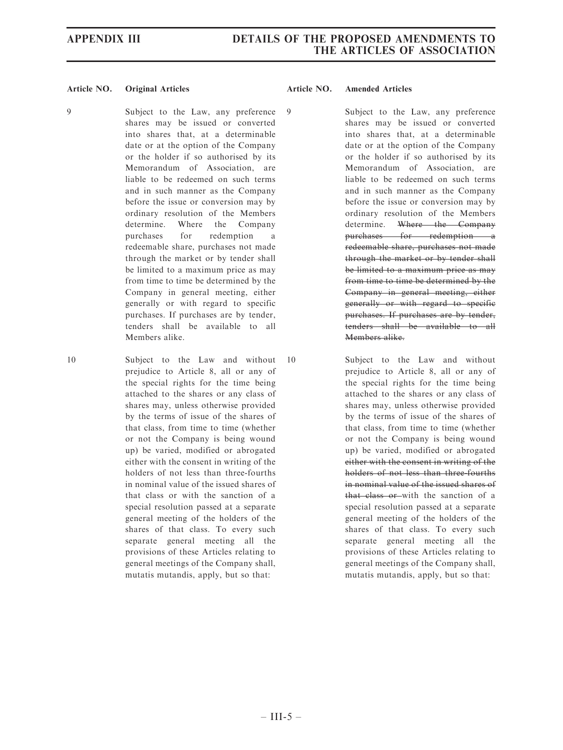| Article NO. | Original Articles | Article NO. | Amended Articles |
|---|---|---|---|
| 9 | Subject to the Law, any preference shares may be issued or converted into shares that, at a determinable date or at the option of the Company or the holder if so authorised by its Memorandum of Association, are liable to be redeemed on such terms and in such manner as the Company before the issue or conversion may by ordinary resolution of the Members determine. Where the Company purchases for redemption a redeemable share, purchases not made through the market or by tender shall be limited to a maximum price as may from time to time be determined by the Company in general meeting, either generally or with regard to specific purchases. If purchases are by tender, tenders shall be available to all Members alike. | 9 | Subject to the Law, any preference shares may be issued or converted into shares that, at a determinable date or at the option of the Company or the holder if so authorised by its Memorandum of Association, are liable to be redeemed on such terms and in such manner as the Company before the issue or conversion may by ordinary resolution of the Members determine. ~~Where the Company purchases for redemption a redeemable share, purchases not made through the market or by tender shall be limited to a maximum price as may from time to time be determined by the Company in general meeting, either generally or with regard to specific purchases. If purchases are by tender, tenders shall be available to all Members alike.~~ |
| 10 | Subject to the Law and without prejudice to Article 8, all or any of the special rights for the time being attached to the shares or any class of shares may, unless otherwise provided by the terms of issue of the shares of that class, from time to time (whether or not the Company is being wound up) be varied, modified or abrogated either with the consent in writing of the holders of not less than three-fourths in nominal value of the issued shares of that class or with the sanction of a special resolution passed at a separate general meeting of the holders of the shares of that class. To every such separate general meeting all the provisions of these Articles relating to general meetings of the Company shall, mutatis mutandis, apply, but so that: | 10 | Subject to the Law and without prejudice to Article 8, all or any of the special rights for the time being attached to the shares or any class of shares may, unless otherwise provided by the terms of issue of the shares of that class, from time to time (whether or not the Company is being wound up) be varied, modified or abrogated ~~either with the consent in writing of the holders of not less than three-fourths in nominal value of the issued shares of that class or~~ with the sanction of a special resolution passed at a separate general meeting of the holders of the shares of that class. To every such separate general meeting all the provisions of these Articles relating to general meetings of the Company shall, mutatis mutandis, apply, but so that: |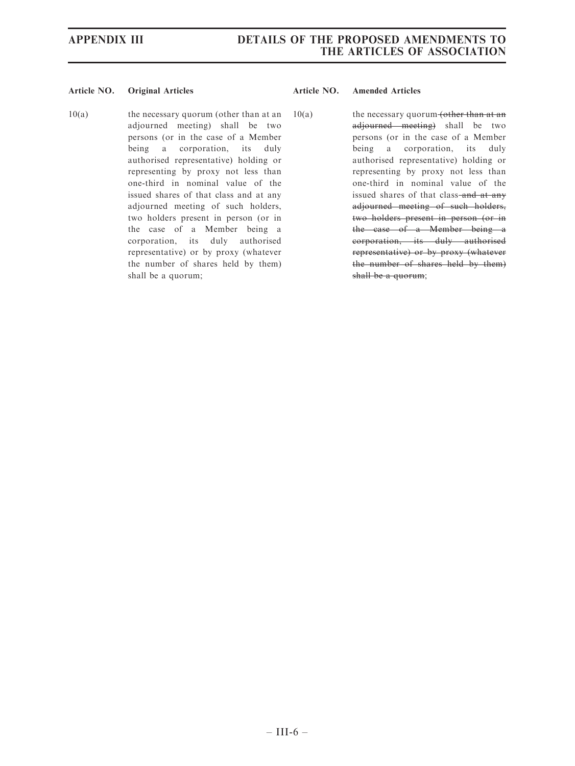| Article NO. | Original Articles | Article NO. | Amended Articles |
| --- | --- | --- | --- |
| 10(a) | the necessary quorum (other than at an adjourned meeting) shall be two persons (or in the case of a Member being a corporation, its duly authorised representative) holding or representing by proxy not less than one-third in nominal value of the issued shares of that class and at any adjourned meeting of such holders, two holders present in person (or in the case of a Member being a corporation, its duly authorised representative) or by proxy (whatever the number of shares held by them) shall be a quorum; | 10(a) | the necessary quorum ~~(other than at an adjourned meeting)~~ shall be two persons (or in the case of a Member being a corporation, its duly authorised representative) holding or representing by proxy not less than one-third in nominal value of the issued shares of that class ~~and at any adjourned meeting of such holders, two holders present in person (or in the case of a Member being a corporation, its duly authorised representative) or by proxy (whatever the number of shares held by them) shall be a quorum~~; |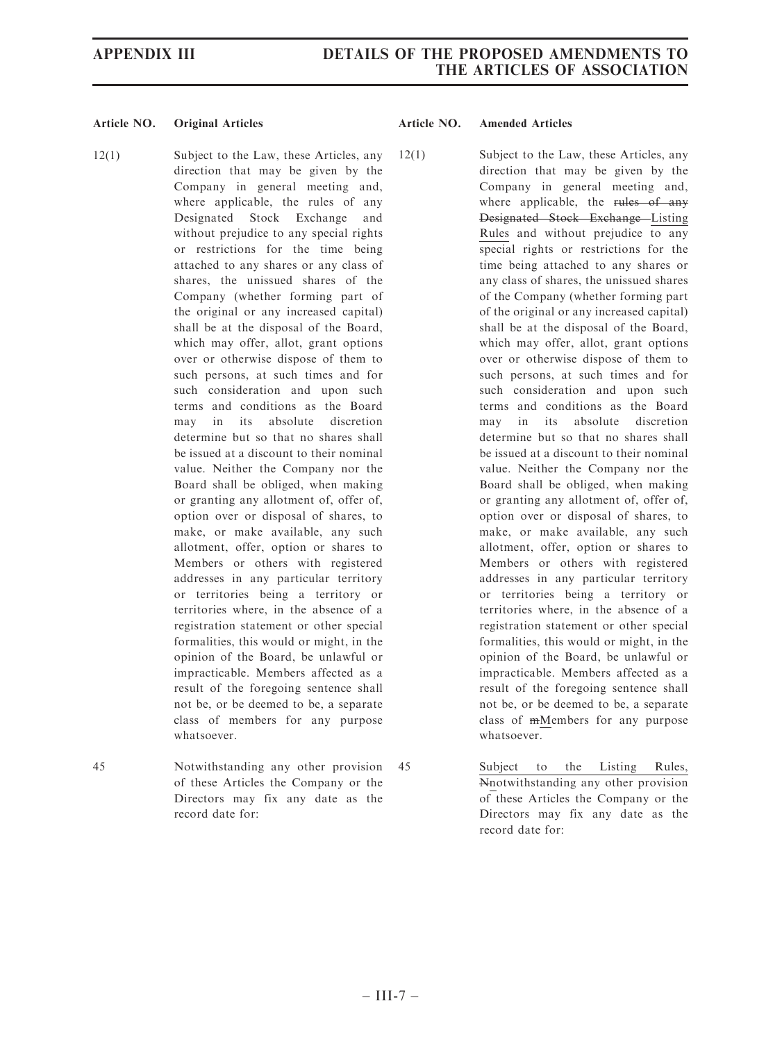| Article NO. | Original Articles | Article NO. | Amended Articles |
|---|---|---|---|
| 12(1) | Subject to the Law, these Articles, any direction that may be given by the Company in general meeting and, where applicable, the rules of any Designated Stock Exchange and without prejudice to any special rights or restrictions for the time being attached to any shares or any class of shares, the unissued shares of the Company (whether forming part of the original or any increased capital) shall be at the disposal of the Board, which may offer, allot, grant options over or otherwise dispose of them to such persons, at such times and for such consideration and upon such terms and conditions as the Board may in its absolute discretion determine but so that no shares shall be issued at a discount to their nominal value. Neither the Company nor the Board shall be obliged, when making or granting any allotment of, offer of, option over or disposal of shares, to make, or make available, any such allotment, offer, option or shares to Members or others with registered addresses in any particular territory or territories being a territory or territories where, in the absence of a registration statement or other special formalities, this would or might, in the opinion of the Board, be unlawful or impracticable. Members affected as a result of the foregoing sentence shall not be, or be deemed to be, a separate class of members for any purpose whatsoever. | 12(1) | Subject to the Law, these Articles, any direction that may be given by the Company in general meeting and, where applicable, the ~~rules of any Designated Stock Exchange~~ Listing Rules and without prejudice to any special rights or restrictions for the time being attached to any shares or any class of shares, the unissued shares of the Company (whether forming part of the original or any increased capital) shall be at the disposal of the Board, which may offer, allot, grant options over or otherwise dispose of them to such persons, at such times and for such consideration and upon such terms and conditions as the Board may in its absolute discretion determine but so that no shares shall be issued at a discount to their nominal value. Neither the Company nor the Board shall be obliged, when making or granting any allotment of, offer of, option over or disposal of shares, to make, or make available, any such allotment, offer, option or shares to Members or others with registered addresses in any particular territory or territories being a territory or territories where, in the absence of a registration statement or other special formalities, this would or might, in the opinion of the Board, be unlawful or impracticable. Members affected as a result of the foregoing sentence shall not be, or be deemed to be, a separate class of ~~m~~Members for any purpose whatsoever. |
| 45 | Notwithstanding any other provision of these Articles the Company or the Directors may fix any date as the record date for: | 45 | Subject to the Listing Rules, ~~N~~notwithstanding any other provision of these Articles the Company or the Directors may fix any date as the record date for: |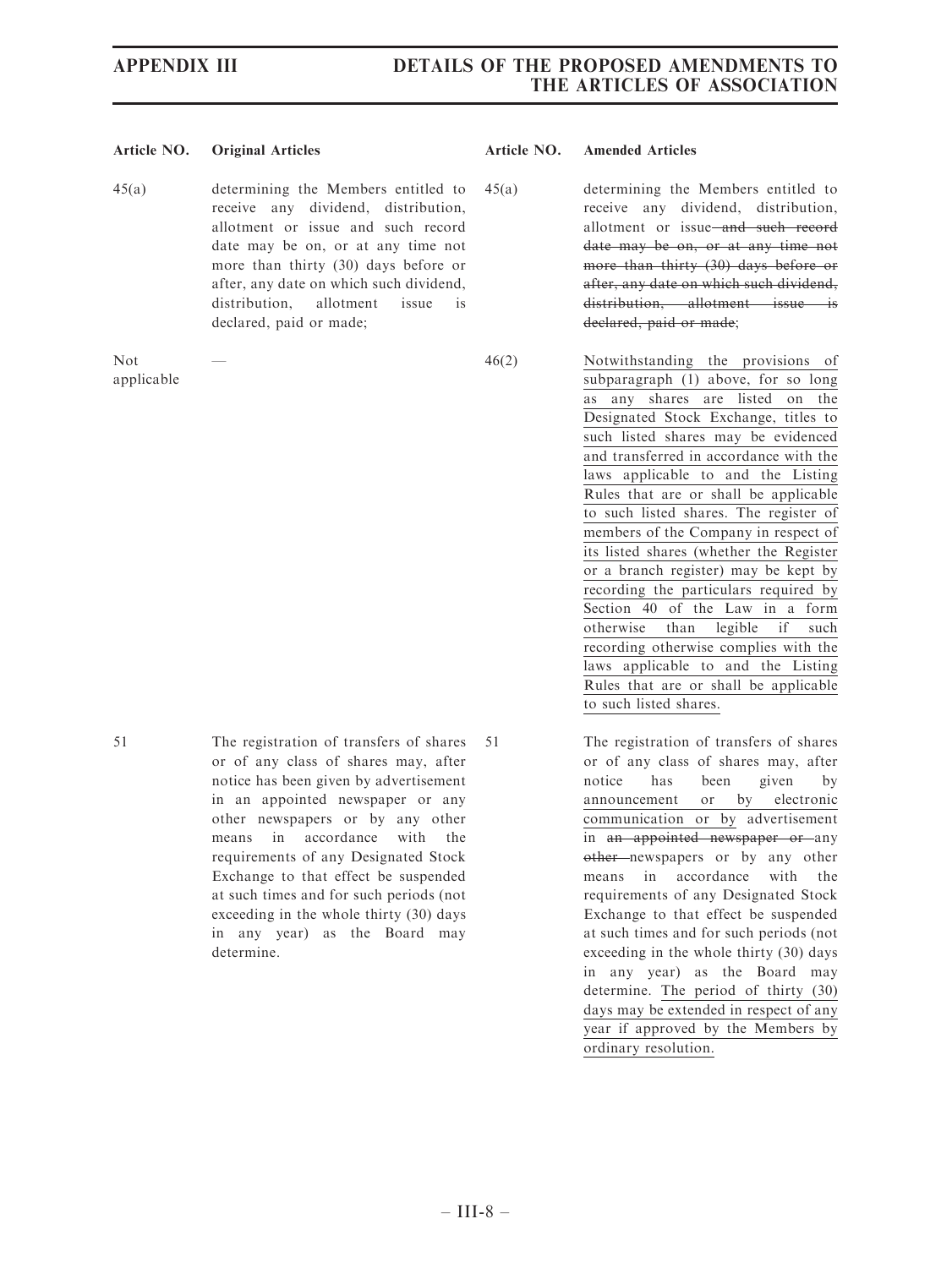| Article NO. | Original Articles | Article NO. | Amended Articles |
|---|---|---|---|
| 45(a) | determining the Members entitled to receive any dividend, distribution, allotment or issue and such record date may be on, or at any time not more than thirty (30) days before or after, any date on which such dividend, distribution, allotment issue is declared, paid or made; | 45(a) | determining the Members entitled to receive any dividend, distribution, allotment or issue ~~and such record date may be on, or at any time not more than thirty (30) days before or after, any date on which such dividend, distribution, allotment issue is declared, paid or made~~; |
| Not applicable | — | 46(2) | <u>Notwithstanding the provisions of subparagraph (1) above, for so long as any shares are listed on the Designated Stock Exchange, titles to such listed shares may be evidenced and transferred in accordance with the laws applicable to and the Listing Rules that are or shall be applicable to such listed shares. The register of members of the Company in respect of its listed shares (whether the Register or a branch register) may be kept by recording the particulars required by Section 40 of the Law in a form otherwise than legible if such recording otherwise complies with the laws applicable to and the Listing Rules that are or shall be applicable to such listed shares.</u> |
| 51 | The registration of transfers of shares or of any class of shares may, after notice has been given by advertisement in an appointed newspaper or any other newspapers or by any other means in accordance with the requirements of any Designated Stock Exchange to that effect be suspended at such times and for such periods (not exceeding in the whole thirty (30) days in any year) as the Board may determine. | 51 | The registration of transfers of shares or of any class of shares may, after notice has been given by <u>announcement or by electronic communication or by</u> advertisement in ~~an appointed newspaper or~~ any ~~other~~ newspapers or by any other means in accordance with the requirements of any Designated Stock Exchange to that effect be suspended at such times and for such periods (not exceeding in the whole thirty (30) days in any year) as the Board may determine. <u>The period of thirty (30) days may be extended in respect of any year if approved by the Members by ordinary resolution.</u> |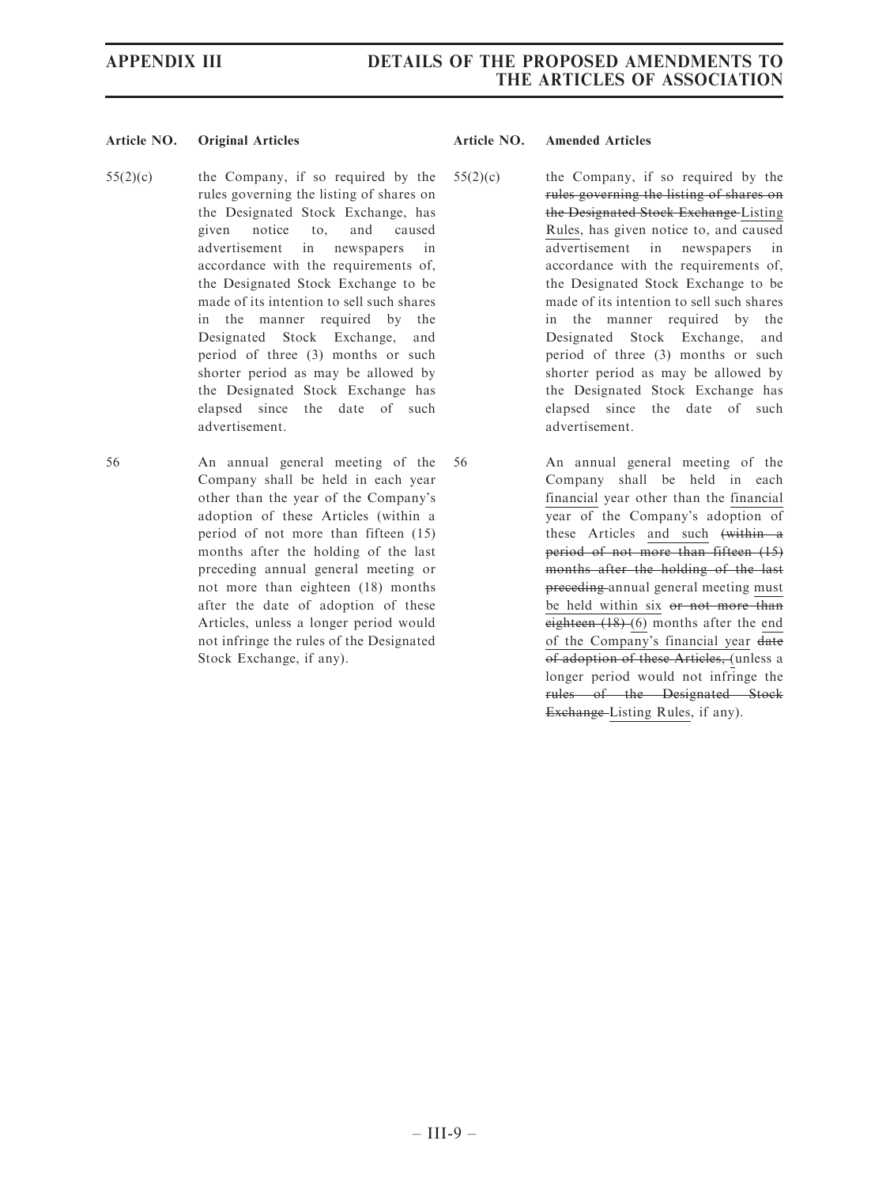| Article NO. | Original Articles | Article NO. | Amended Articles |
|---|---|---|---|
| 55(2)(c) | the Company, if so required by the rules governing the listing of shares on the Designated Stock Exchange, has given notice to, and caused advertisement in newspapers in accordance with the requirements of, the Designated Stock Exchange to be made of its intention to sell such shares in the manner required by the Designated Stock Exchange, and period of three (3) months or such shorter period as may be allowed by the Designated Stock Exchange has elapsed since the date of such advertisement. | 55(2)(c) | the Company, if so required by the ~~rules governing the listing of shares on the Designated Stock Exchange~~ <u>Listing Rules</u>, has given notice to, and caused advertisement in newspapers in accordance with the requirements of, the Designated Stock Exchange to be made of its intention to sell such shares in the manner required by the Designated Stock Exchange, and period of three (3) months or such shorter period as may be allowed by the Designated Stock Exchange has elapsed since the date of such advertisement. |
| 56 | An annual general meeting of the Company shall be held in each year other than the year of the Company's adoption of these Articles (within a period of not more than fifteen (15) months after the holding of the last preceding annual general meeting or not more than eighteen (18) months after the date of adoption of these Articles, unless a longer period would not infringe the rules of the Designated Stock Exchange, if any). | 56 | An annual general meeting of the Company shall be held in each <u>financial</u> year other than the <u>financial</u> year of the Company's adoption of these Articles <u>and such</u> ~~(within a period of not more than fifteen (15) months after the holding of the last preceding~~ annual general meeting <u>must be held within six</u> ~~or not more than eighteen (18)~~ <u>(6)</u> months after the <u>end of the Company's financial year</u> ~~date of adoption of these Articles,~~ <u>(</u>unless a longer period would not infringe the ~~rules of the Designated Stock Exchange~~ <u>Listing Rules</u>, if any). |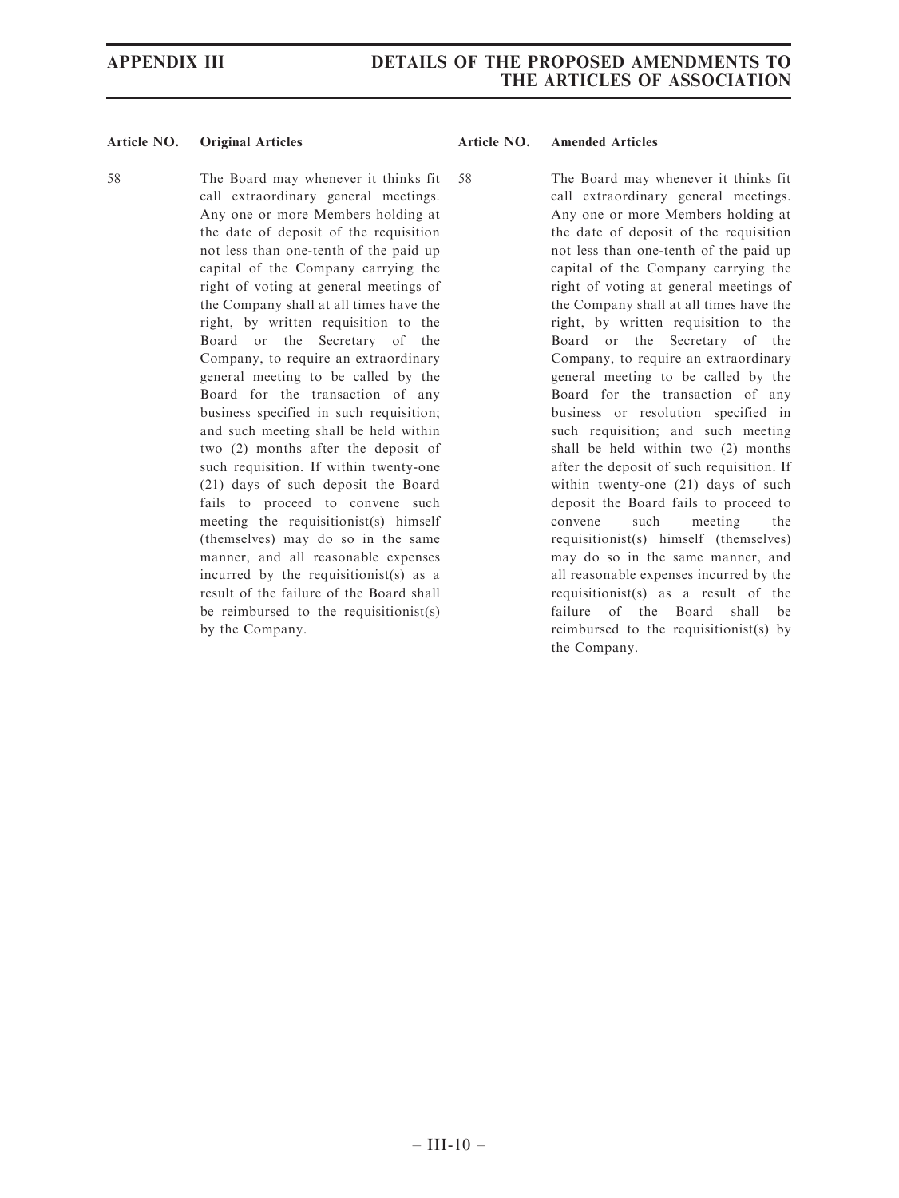| Article NO. | Original Articles | Article NO. | Amended Articles |
| --- | --- | --- | --- |
| 58 | The Board may whenever it thinks fit call extraordinary general meetings. Any one or more Members holding at the date of deposit of the requisition not less than one-tenth of the paid up capital of the Company carrying the right of voting at general meetings of the Company shall at all times have the right, by written requisition to the Board or the Secretary of the Company, to require an extraordinary general meeting to be called by the Board for the transaction of any business specified in such requisition; and such meeting shall be held within two (2) months after the deposit of such requisition. If within twenty-one (21) days of such deposit the Board fails to proceed to convene such meeting the requisitionist(s) himself (themselves) may do so in the same manner, and all reasonable expenses incurred by the requisitionist(s) as a result of the failure of the Board shall be reimbursed to the requisitionist(s) by the Company. | 58 | The Board may whenever it thinks fit call extraordinary general meetings. Any one or more Members holding at the date of deposit of the requisition not less than one-tenth of the paid up capital of the Company carrying the right of voting at general meetings of the Company shall at all times have the right, by written requisition to the Board or the Secretary of the Company, to require an extraordinary general meeting to be called by the Board for the transaction of any business or resolution specified in such requisition; and such meeting shall be held within two (2) months after the deposit of such requisition. If within twenty-one (21) days of such deposit the Board fails to proceed to convene such meeting the requisitionist(s) himself (themselves) may do so in the same manner, and all reasonable expenses incurred by the requisitionist(s) as a result of the failure of the Board shall be reimbursed to the requisitionist(s) by the Company. |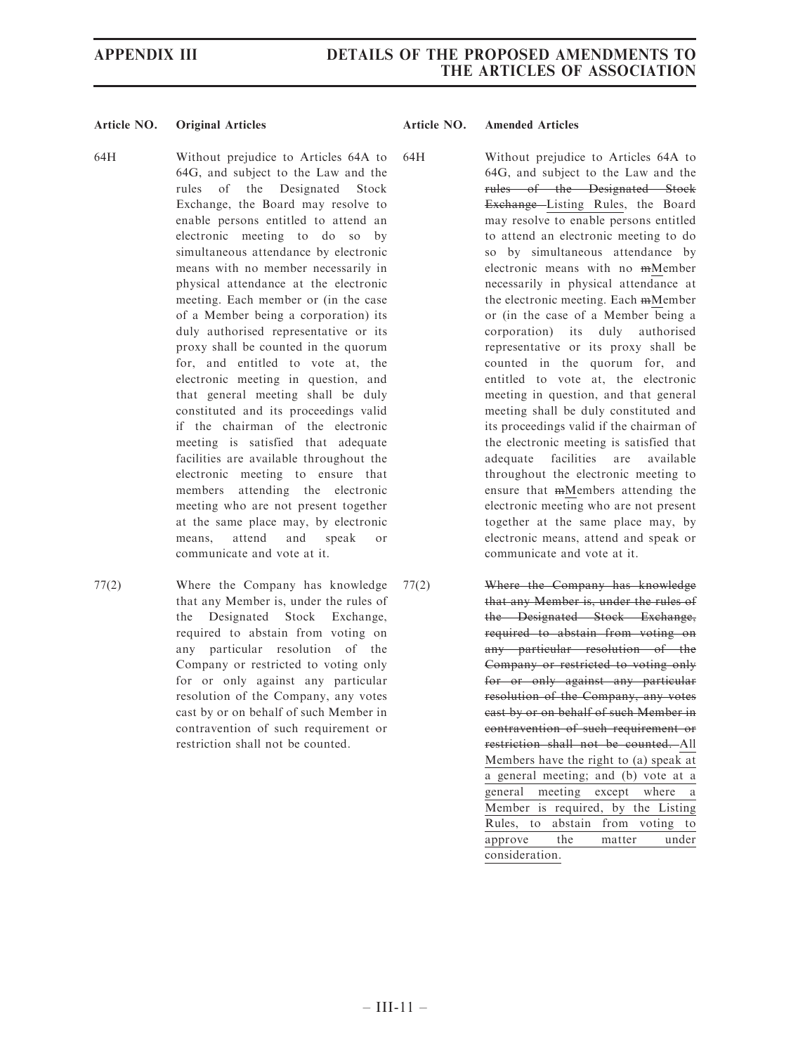| Article NO. | Original Articles | Article NO. | Amended Articles |
|---|---|---|---|
| 64H | Without prejudice to Articles 64A to 64G, and subject to the Law and the rules of the Designated Stock Exchange, the Board may resolve to enable persons entitled to attend an electronic meeting to do so by simultaneous attendance by electronic means with no member necessarily in physical attendance at the electronic meeting. Each member or (in the case of a Member being a corporation) its duly authorised representative or its proxy shall be counted in the quorum for, and entitled to vote at, the electronic meeting in question, and that general meeting shall be duly constituted and its proceedings valid if the chairman of the electronic meeting is satisfied that adequate facilities are available throughout the electronic meeting to ensure that members attending the electronic meeting who are not present together at the same place may, by electronic means, attend and speak or communicate and vote at it. | 64H | Without prejudice to Articles 64A to 64G, and subject to the Law and the ~~rules of the Designated Stock Exchange~~ <u>Listing Rules</u>, the Board may resolve to enable persons entitled to attend an electronic meeting to do so by simultaneous attendance by electronic means with no ~~m~~<u>M</u>ember necessarily in physical attendance at the electronic meeting. Each ~~m~~<u>M</u>ember or (in the case of a Member being a corporation) its duly authorised representative or its proxy shall be counted in the quorum for, and entitled to vote at, the electronic meeting in question, and that general meeting shall be duly constituted and its proceedings valid if the chairman of the electronic meeting is satisfied that adequate facilities are available throughout the electronic meeting to ensure that ~~m~~<u>M</u>embers attending the electronic meeting who are not present together at the same place may, by electronic means, attend and speak or communicate and vote at it. |
| 77(2) | Where the Company has knowledge that any Member is, under the rules of the Designated Stock Exchange, required to abstain from voting on any particular resolution of the Company or restricted to voting only for or only against any particular resolution of the Company, any votes cast by or on behalf of such Member in contravention of such requirement or restriction shall not be counted. | 77(2) | ~~Where the Company has knowledge that any Member is, under the rules of the Designated Stock Exchange, required to abstain from voting on any particular resolution of the Company or restricted to voting only for or only against any particular resolution of the Company, any votes cast by or on behalf of such Member in contravention of such requirement or restriction shall not be counted.~~ <u>All Members have the right to (a) speak at a general meeting; and (b) vote at a general meeting except where a Member is required, by the Listing Rules, to abstain from voting to approve the matter under consideration.</u> |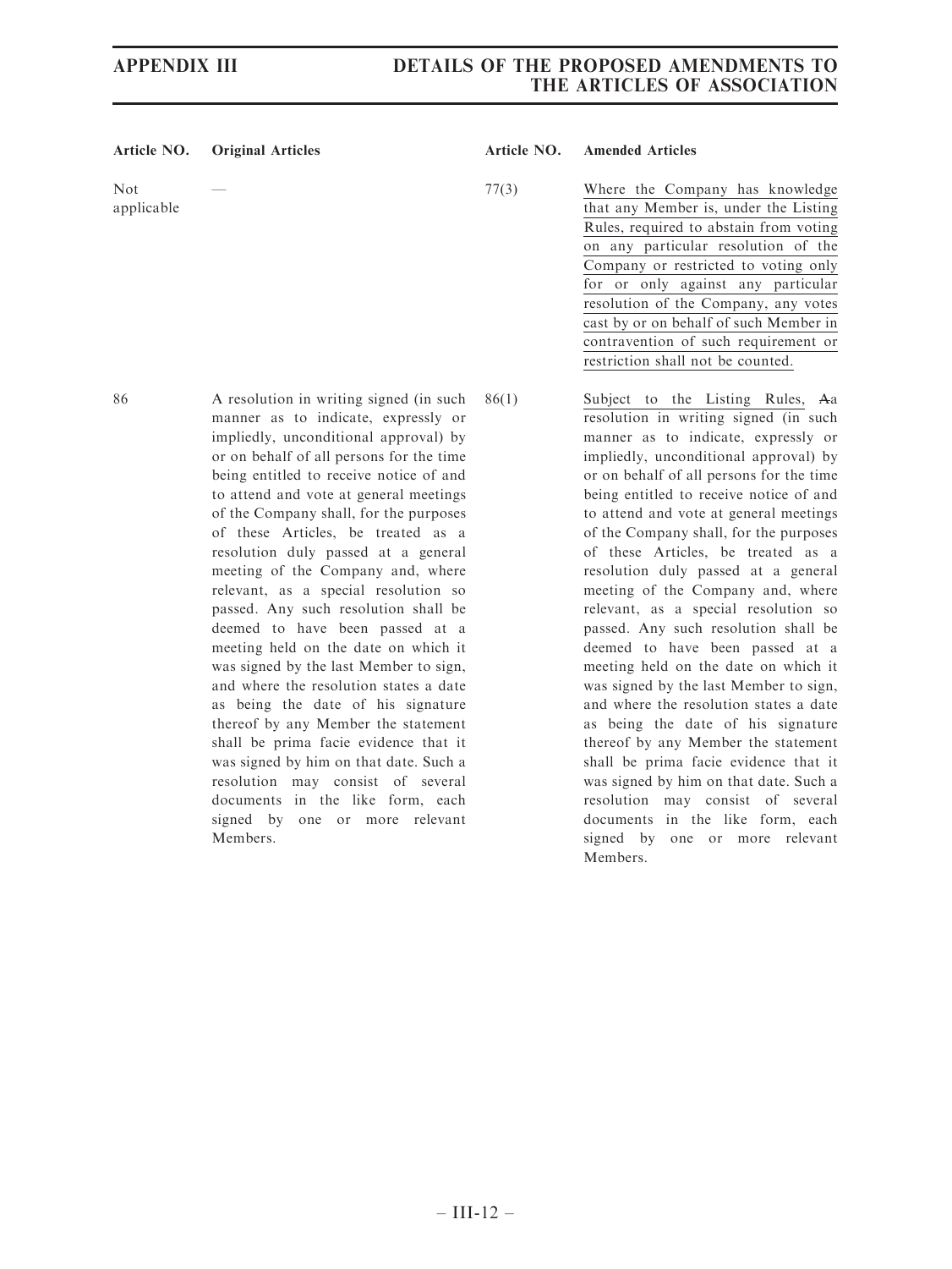| Article NO. | Original Articles | Article NO. | Amended Articles |
|---|---|---|---|
| Not applicable | — | 77(3) | Where the Company has knowledge that any Member is, under the Listing Rules, required to abstain from voting on any particular resolution of the Company or restricted to voting only for or only against any particular resolution of the Company, any votes cast by or on behalf of such Member in contravention of such requirement or restriction shall not be counted. |
| 86 | A resolution in writing signed (in such manner as to indicate, expressly or impliedly, unconditional approval) by or on behalf of all persons for the time being entitled to receive notice of and to attend and vote at general meetings of the Company shall, for the purposes of these Articles, be treated as a resolution duly passed at a general meeting of the Company and, where relevant, as a special resolution so passed. Any such resolution shall be deemed to have been passed at a meeting held on the date on which it was signed by the last Member to sign, and where the resolution states a date as being the date of his signature thereof by any Member the statement shall be prima facie evidence that it was signed by him on that date. Such a resolution may consist of several documents in the like form, each signed by one or more relevant Members. | 86(1) | Subject to the Listing Rules, ~~A~~a resolution in writing signed (in such manner as to indicate, expressly or impliedly, unconditional approval) by or on behalf of all persons for the time being entitled to receive notice of and to attend and vote at general meetings of the Company shall, for the purposes of these Articles, be treated as a resolution duly passed at a general meeting of the Company and, where relevant, as a special resolution so passed. Any such resolution shall be deemed to have been passed at a meeting held on the date on which it was signed by the last Member to sign, and where the resolution states a date as being the date of his signature thereof by any Member the statement shall be prima facie evidence that it was signed by him on that date. Such a resolution may consist of several documents in the like form, each signed by one or more relevant Members. |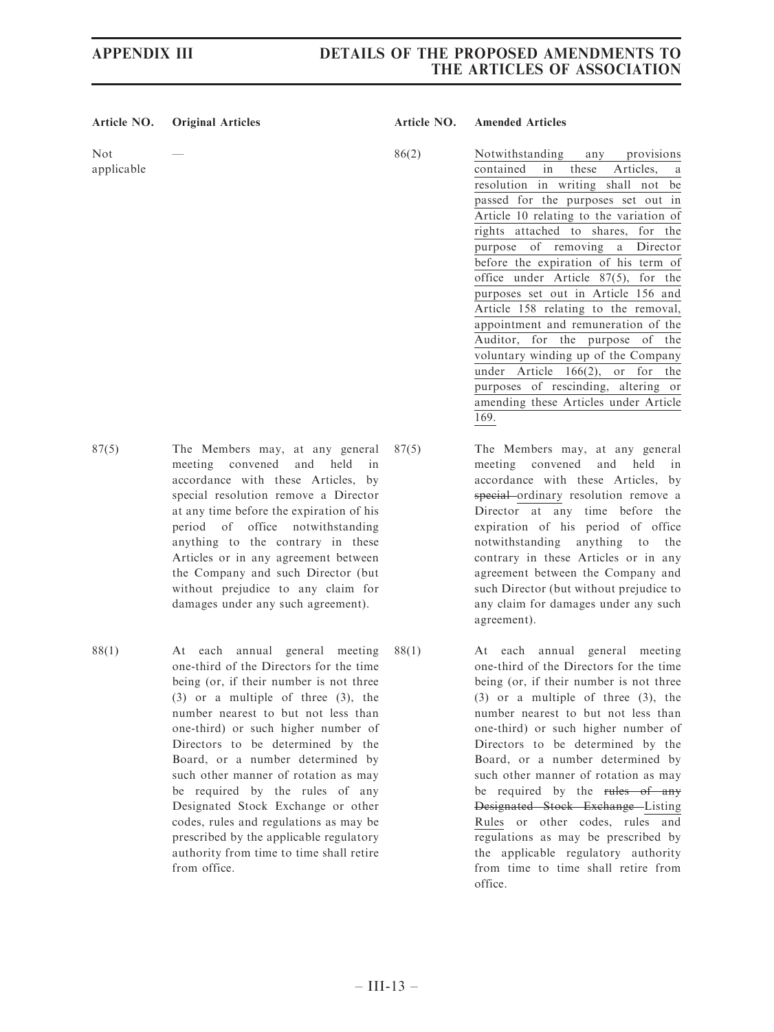| Article NO. | Original Articles | Article NO. | Amended Articles |
|---|---|---|---|
| Not applicable | — | 86(2) | <u>Notwithstanding any provisions contained in these Articles, a resolution in writing shall not be passed for the purposes set out in Article 10 relating to the variation of rights attached to shares, for the purpose of removing a Director before the expiration of his term of office under Article 87(5), for the purposes set out in Article 156 and Article 158 relating to the removal, appointment and remuneration of the Auditor, for the purpose of the voluntary winding up of the Company under Article 166(2), or for the purposes of rescinding, altering or amending these Articles under Article 169.</u> |
| 87(5) | The Members may, at any general meeting convened and held in accordance with these Articles, by special resolution remove a Director at any time before the expiration of his period of office notwithstanding anything to the contrary in these Articles or in any agreement between the Company and such Director (but without prejudice to any claim for damages under any such agreement). | 87(5) | The Members may, at any general meeting convened and held in accordance with these Articles, by ~~special~~ <u>ordinary</u> resolution remove a Director at any time before the expiration of his period of office notwithstanding anything to the contrary in these Articles or in any agreement between the Company and such Director (but without prejudice to any claim for damages under any such agreement). |
| 88(1) | At each annual general meeting one-third of the Directors for the time being (or, if their number is not three (3) or a multiple of three (3), the number nearest to but not less than one-third) or such higher number of Directors to be determined by the Board, or a number determined by such other manner of rotation as may be required by the rules of any Designated Stock Exchange or other codes, rules and regulations as may be prescribed by the applicable regulatory authority from time to time shall retire from office. | 88(1) | At each annual general meeting one-third of the Directors for the time being (or, if their number is not three (3) or a multiple of three (3), the number nearest to but not less than one-third) or such higher number of Directors to be determined by the Board, or a number determined by such other manner of rotation as may be required by the ~~rules of any Designated Stock Exchange~~ <u>Listing Rules</u> or other codes, rules and regulations as may be prescribed by the applicable regulatory authority from time to time shall retire from office. |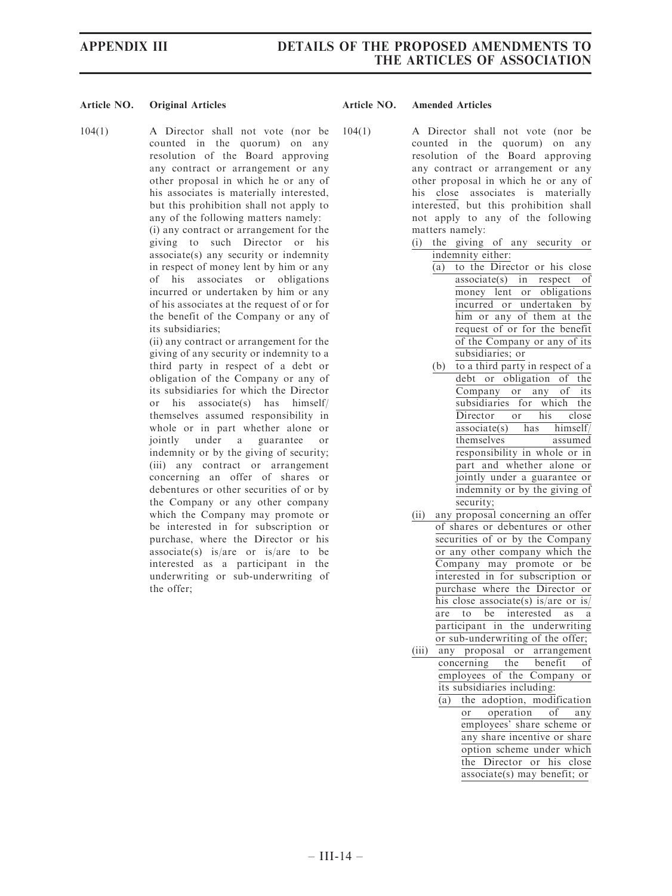| Article NO. | Original Articles | Article NO. | Amended Articles |
|---|---|---|---|
| 104(1) | A Director shall not vote (nor be counted in the quorum) on any resolution of the Board approving any contract or arrangement or any other proposal in which he or any of his associates is materially interested, but this prohibition shall not apply to any of the following matters namely:<br>(i) any contract or arrangement for the giving to such Director or his associate(s) any security or indemnity in respect of money lent by him or any of his associates or obligations incurred or undertaken by him or any of his associates at the request of or for the benefit of the Company or any of its subsidiaries;<br>(ii) any contract or arrangement for the giving of any security or indemnity to a third party in respect of a debt or obligation of the Company or any of its subsidiaries for which the Director or his associate(s) has himself/ themselves assumed responsibility in whole or in part whether alone or jointly under a guarantee or indemnity or by the giving of security;<br>(iii) any contract or arrangement concerning an offer of shares or debentures or other securities of or by the Company or any other company which the Company may promote or be interested in for subscription or purchase, where the Director or his associate(s) is/are or is/are to be interested as a participant in the underwriting or sub-underwriting of the offer; | 104(1) | A Director shall not vote (nor be counted in the quorum) on any resolution of the Board approving any contract or arrangement or any other proposal in which he or any of his close associates is materially interested, but this prohibition shall not apply to any of the following matters namely:<br>(i) the giving of any security or indemnity either:<br>(a) to the Director or his close associate(s) in respect of money lent or obligations incurred or undertaken by him or any of them at the request of or for the benefit of the Company or any of its subsidiaries; or<br>(b) to a third party in respect of a debt or obligation of the Company or any of its subsidiaries for which the Director or his close associate(s) has himself/ themselves assumed responsibility in whole or in part and whether alone or jointly under a guarantee or indemnity or by the giving of security;<br>(ii) any proposal concerning an offer of shares or debentures or other securities of or by the Company or any other company which the Company may promote or be interested in for subscription or purchase where the Director or his close associate(s) is/are or is/ are to be interested as a participant in the underwriting or sub-underwriting of the offer;<br>(iii) any proposal or arrangement concerning the benefit of employees of the Company or its subsidiaries including:<br>(a) the adoption, modification or operation of any employees' share scheme or any share incentive or share option scheme under which the Director or his close associate(s) may benefit; or |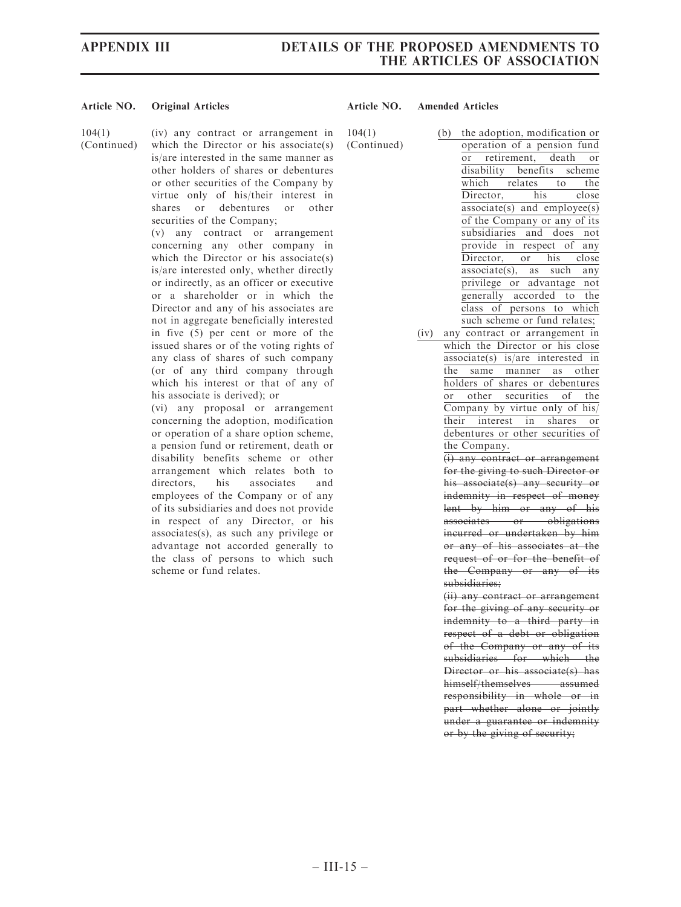| Article NO. | Original Articles | Article NO. | Amended Articles |
|---|---|---|---|
| 104(1) (Continued) | (iv) any contract or arrangement in which the Director or his associate(s) is/are interested in the same manner as other holders of shares or debentures or other securities of the Company by virtue only of his/their interest in shares or debentures or other securities of the Company;<br>(v) any contract or arrangement concerning any other company in which the Director or his associate(s) is/are interested only, whether directly or indirectly, as an officer or executive or a shareholder or in which the Director and any of his associates are not in aggregate beneficially interested in five (5) per cent or more of the issued shares or of the voting rights of any class of shares of such company (or of any third company through which his interest or that of any of his associate is derived); or<br>(vi) any proposal or arrangement concerning the adoption, modification or operation of a share option scheme, a pension fund or retirement, death or disability benefits scheme or other arrangement which relates both to directors, his associates and employees of the Company or of any of its subsidiaries and does not provide in respect of any Director, or his associates(s), as such any privilege or advantage not accorded generally to the class of persons to which such scheme or fund relates. | 104(1) (Continued) | (b) the adoption, modification or operation of a pension fund or retirement, death or disability benefits scheme which relates to the Director, his close associate(s) and employee(s) of the Company or any of its subsidiaries and does not provide in respect of any Director, or his close associate(s), as such any privilege or advantage not generally accorded to the class of persons to which such scheme or fund relates;<br>(iv) any contract or arrangement in which the Director or his close associate(s) is/are interested in the same manner as other holders of shares or debentures or other securities of the Company by virtue only of his/their interest in shares or debentures or other securities of the Company.<br>~~(i) any contract or arrangement for the giving to such Director or his associate(s) any security or indemnity in respect of money lent by him or any of his associates or obligations incurred or undertaken by him or any of his associates at the request of or for the benefit of the Company or any of its subsidiaries;~~<br>~~(ii) any contract or arrangement for the giving of any security or indemnity to a third party in respect of a debt or obligation of the Company or any of its subsidiaries for which the Director or his associate(s) has himself/themselves assumed responsibility in whole or in part whether alone or jointly under a guarantee or indemnity or by the giving of security;~~ |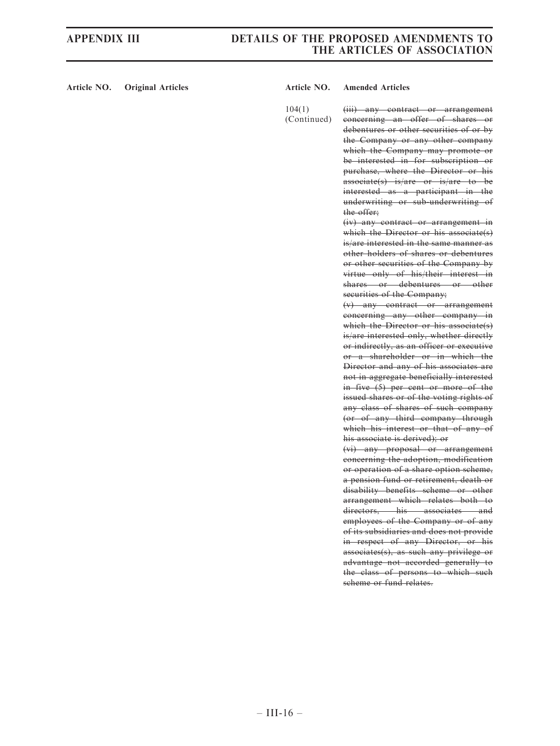| Article NO. | Original Articles | Article NO. | Amended Articles |
|---|---|---|---|
| | | 104(1) (Continued) | ~~(iii) any contract or arrangement concerning an offer of shares or debentures or other securities of or by the Company or any other company which the Company may promote or be interested in for subscription or purchase, where the Director or his associate(s) is/are or is/are to be interested as a participant in the underwriting or sub-underwriting of the offer;~~<br>~~(iv) any contract or arrangement in which the Director or his associate(s) is/are interested in the same manner as other holders of shares or debentures or other securities of the Company by virtue only of his/their interest in shares or debentures or other securities of the Company;~~<br>~~(v) any contract or arrangement concerning any other company in which the Director or his associate(s) is/are interested only, whether directly or indirectly, as an officer or executive or a shareholder or in which the Director and any of his associates are not in aggregate beneficially interested in five (5) per cent or more of the issued shares or of the voting rights of any class of shares of such company (or of any third company through which his interest or that of any of his associate is derived); or~~<br>~~(vi) any proposal or arrangement concerning the adoption, modification or operation of a share option scheme, a pension fund or retirement, death or disability benefits scheme or other arrangement which relates both to directors, his associates and employees of the Company or of any of its subsidiaries and does not provide in respect of any Director, or his associates(s), as such any privilege or advantage not accorded generally to the class of persons to which such scheme or fund relates.~~ |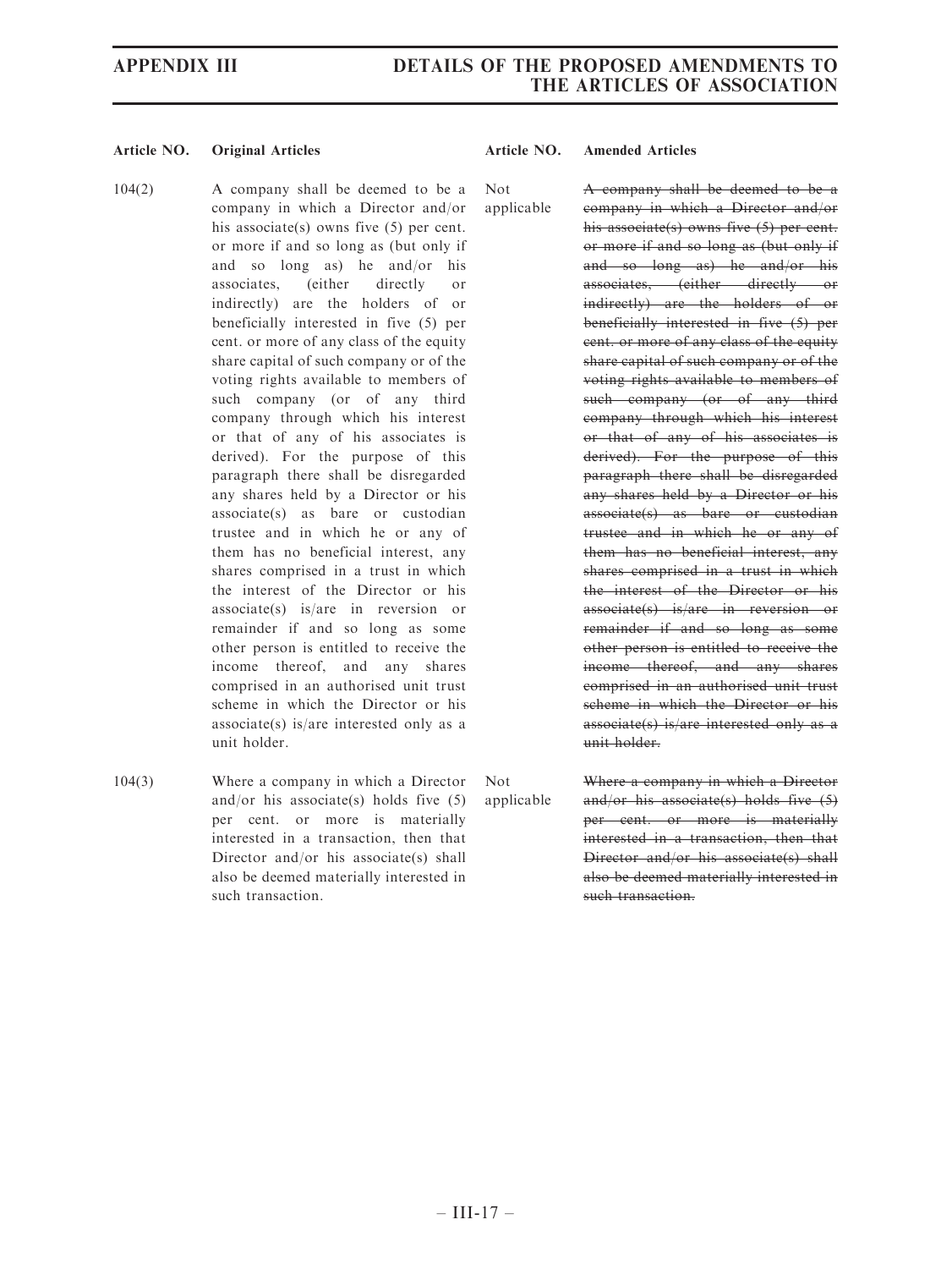| Article NO. | Original Articles | Article NO. | Amended Articles |
|---|---|---|---|
| 104(2) | A company shall be deemed to be a company in which a Director and/or his associate(s) owns five (5) per cent. or more if and so long as (but only if and so long as) he and/or his associates, (either directly or indirectly) are the holders of or beneficially interested in five (5) per cent. or more of any class of the equity share capital of such company or of the voting rights available to members of such company (or of any third company through which his interest or that of any of his associates is derived). For the purpose of this paragraph there shall be disregarded any shares held by a Director or his associate(s) as bare or custodian trustee and in which he or any of them has no beneficial interest, any shares comprised in a trust in which the interest of the Director or his associate(s) is/are in reversion or remainder if and so long as some other person is entitled to receive the income thereof, and any shares comprised in an authorised unit trust scheme in which the Director or his associate(s) is/are interested only as a unit holder. | Not applicable | ~~A company shall be deemed to be a company in which a Director and/or his associate(s) owns five (5) per cent. or more if and so long as (but only if and so long as) he and/or his associates, (either directly or indirectly) are the holders of or beneficially interested in five (5) per cent. or more of any class of the equity share capital of such company or of the voting rights available to members of such company (or of any third company through which his interest or that of any of his associates is derived). For the purpose of this paragraph there shall be disregarded any shares held by a Director or his associate(s) as bare or custodian trustee and in which he or any of them has no beneficial interest, any shares comprised in a trust in which the interest of the Director or his associate(s) is/are in reversion or remainder if and so long as some other person is entitled to receive the income thereof, and any shares comprised in an authorised unit trust scheme in which the Director or his associate(s) is/are interested only as a unit holder.~~ |
| 104(3) | Where a company in which a Director and/or his associate(s) holds five (5) per cent. or more is materially interested in a transaction, then that Director and/or his associate(s) shall also be deemed materially interested in such transaction. | Not applicable | ~~Where a company in which a Director and/or his associate(s) holds five (5) per cent. or more is materially interested in a transaction, then that Director and/or his associate(s) shall also be deemed materially interested in such transaction.~~ |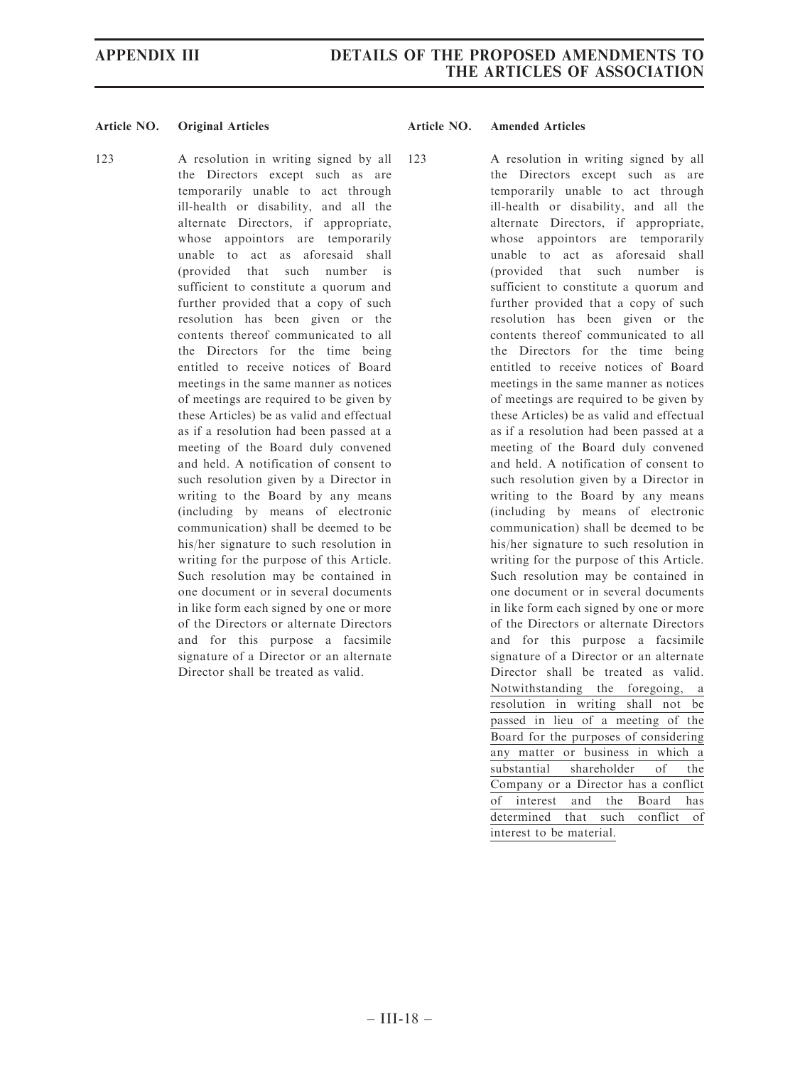| Article NO. | Original Articles | Article NO. | Amended Articles |
|---|---|---|---|
| 123 | A resolution in writing signed by all the Directors except such as are temporarily unable to act through ill-health or disability, and all the alternate Directors, if appropriate, whose appointors are temporarily unable to act as aforesaid shall (provided that such number is sufficient to constitute a quorum and further provided that a copy of such resolution has been given or the contents thereof communicated to all the Directors for the time being entitled to receive notices of Board meetings in the same manner as notices of meetings are required to be given by these Articles) be as valid and effectual as if a resolution had been passed at a meeting of the Board duly convened and held. A notification of consent to such resolution given by a Director in writing to the Board by any means (including by means of electronic communication) shall be deemed to be his/her signature to such resolution in writing for the purpose of this Article. Such resolution may be contained in one document or in several documents in like form each signed by one or more of the Directors or alternate Directors and for this purpose a facsimile signature of a Director or an alternate Director shall be treated as valid. | 123 | A resolution in writing signed by all the Directors except such as are temporarily unable to act through ill-health or disability, and all the alternate Directors, if appropriate, whose appointors are temporarily unable to act as aforesaid shall (provided that such number is sufficient to constitute a quorum and further provided that a copy of such resolution has been given or the contents thereof communicated to all the Directors for the time being entitled to receive notices of Board meetings in the same manner as notices of meetings are required to be given by these Articles) be as valid and effectual as if a resolution had been passed at a meeting of the Board duly convened and held. A notification of consent to such resolution given by a Director in writing to the Board by any means (including by means of electronic communication) shall be deemed to be his/her signature to such resolution in writing for the purpose of this Article. Such resolution may be contained in one document or in several documents in like form each signed by one or more of the Directors or alternate Directors and for this purpose a facsimile signature of a Director or an alternate Director shall be treated as valid. <u>Notwithstanding the foregoing, a resolution in writing shall not be passed in lieu of a meeting of the Board for the purposes of considering any matter or business in which a substantial shareholder of the Company or a Director has a conflict of interest and the Board has determined that such conflict of interest to be material.</u> |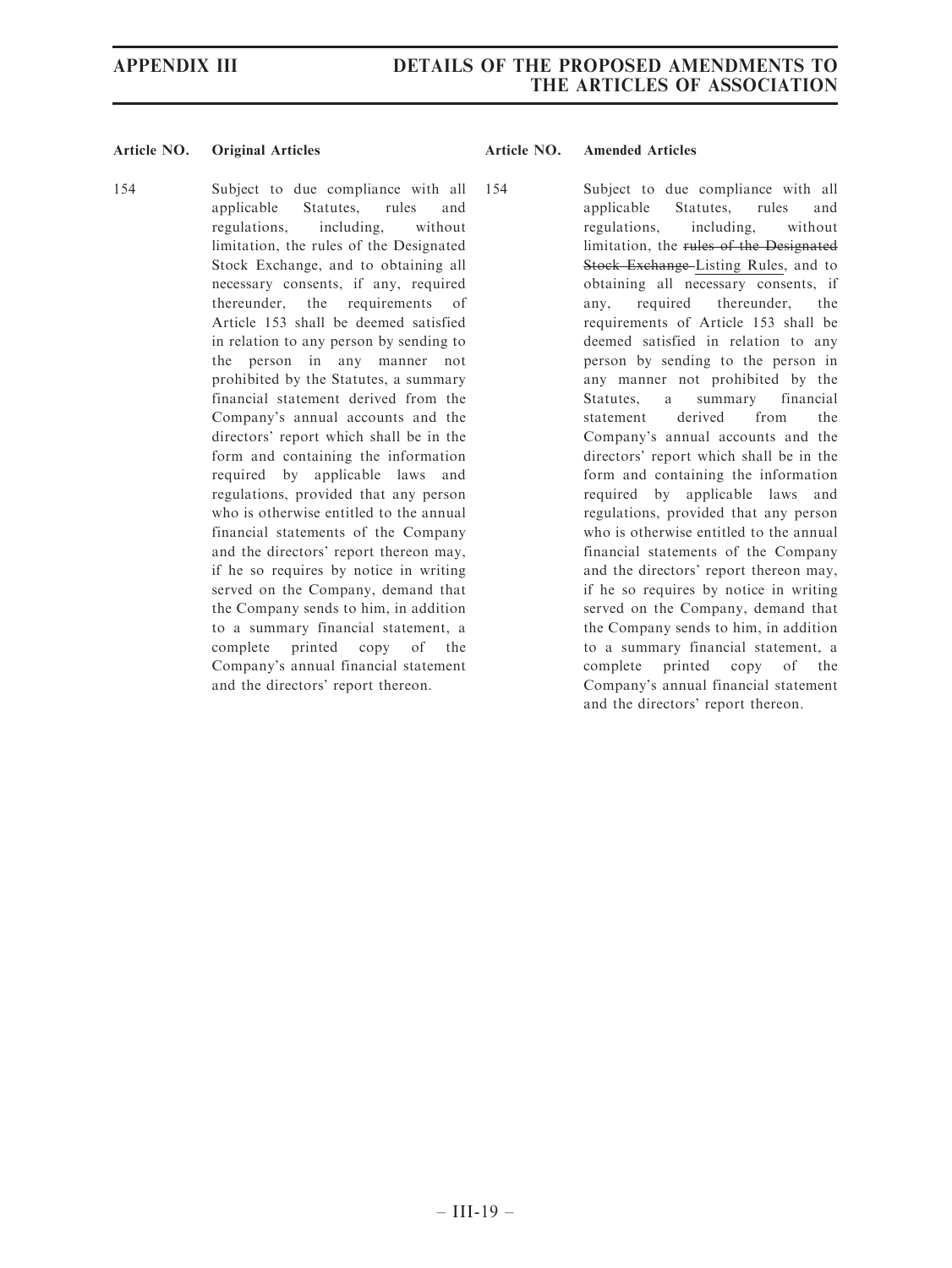| Article NO. | Original Articles | Article NO. | Amended Articles |
|---|---|---|---|
| 154 | Subject to due compliance with all applicable Statutes, rules and regulations, including, without limitation, the rules of the Designated Stock Exchange, and to obtaining all necessary consents, if any, required thereunder, the requirements of Article 153 shall be deemed satisfied in relation to any person by sending to the person in any manner not prohibited by the Statutes, a summary financial statement derived from the Company's annual accounts and the directors' report which shall be in the form and containing the information required by applicable laws and regulations, provided that any person who is otherwise entitled to the annual financial statements of the Company and the directors' report thereon may, if he so requires by notice in writing served on the Company, demand that the Company sends to him, in addition to a summary financial statement, a complete printed copy of the Company's annual financial statement and the directors' report thereon. | 154 | Subject to due compliance with all applicable Statutes, rules and regulations, including, without limitation, the ~~rules of the Designated Stock Exchange~~ Listing Rules, and to obtaining all necessary consents, if any, required thereunder, the requirements of Article 153 shall be deemed satisfied in relation to any person by sending to the person in any manner not prohibited by the Statutes, a summary financial statement derived from the Company's annual accounts and the directors' report which shall be in the form and containing the information required by applicable laws and regulations, provided that any person who is otherwise entitled to the annual financial statements of the Company and the directors' report thereon may, if he so requires by notice in writing served on the Company, demand that the Company sends to him, in addition to a summary financial statement, a complete printed copy of the Company's annual financial statement and the directors' report thereon. |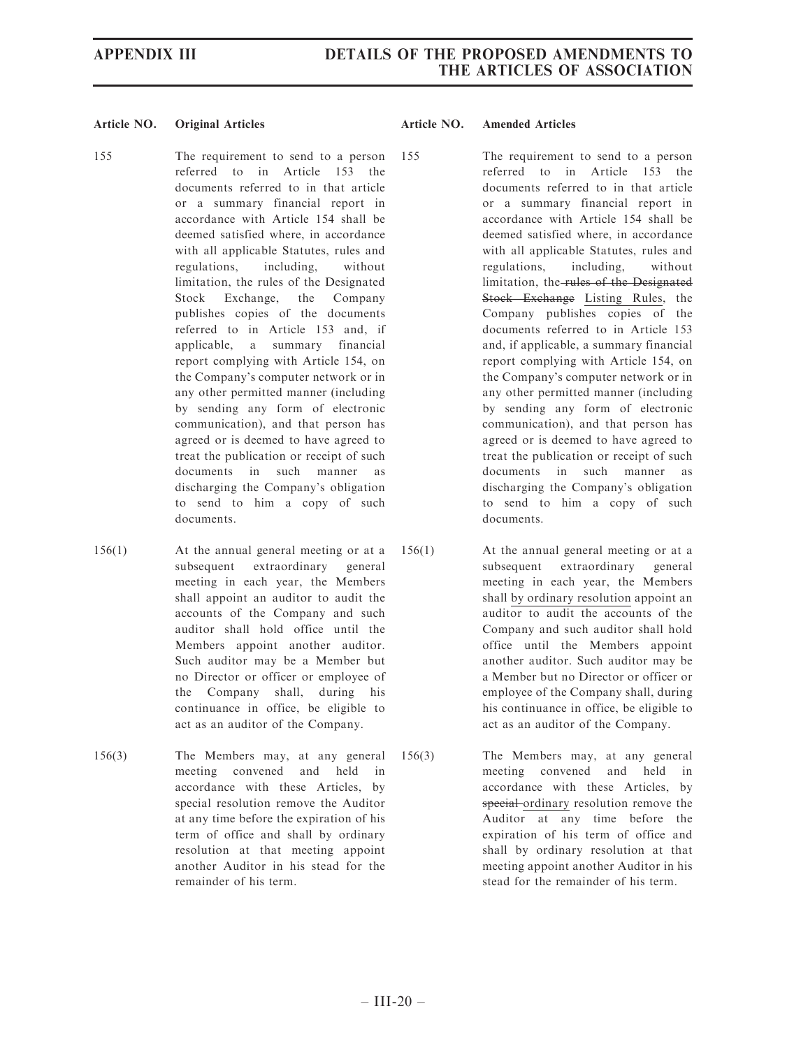| Article NO. | Original Articles | Article NO. | Amended Articles |
|---|---|---|---|
| 155 | The requirement to send to a person referred to in Article 153 the documents referred to in that article or a summary financial report in accordance with Article 154 shall be deemed satisfied where, in accordance with all applicable Statutes, rules and regulations, including, without limitation, the rules of the Designated Stock Exchange, the Company publishes copies of the documents referred to in Article 153 and, if applicable, a summary financial report complying with Article 154, on the Company's computer network or in any other permitted manner (including by sending any form of electronic communication), and that person has agreed or is deemed to have agreed to treat the publication or receipt of such documents in such manner as discharging the Company's obligation to send to him a copy of such documents. | 155 | The requirement to send to a person referred to in Article 153 the documents referred to in that article or a summary financial report in accordance with Article 154 shall be deemed satisfied where, in accordance with all applicable Statutes, rules and regulations, including, without limitation, the ~~rules of the Designated Stock Exchange~~ Listing Rules, the Company publishes copies of the documents referred to in Article 153 and, if applicable, a summary financial report complying with Article 154, on the Company's computer network or in any other permitted manner (including by sending any form of electronic communication), and that person has agreed or is deemed to have agreed to treat the publication or receipt of such documents in such manner as discharging the Company's obligation to send to him a copy of such documents. |
| 156(1) | At the annual general meeting or at a subsequent extraordinary general meeting in each year, the Members shall appoint an auditor to audit the accounts of the Company and such auditor shall hold office until the Members appoint another auditor. Such auditor may be a Member but no Director or officer or employee of the Company shall, during his continuance in office, be eligible to act as an auditor of the Company. | 156(1) | At the annual general meeting or at a subsequent extraordinary general meeting in each year, the Members shall by ordinary resolution appoint an auditor to audit the accounts of the Company and such auditor shall hold office until the Members appoint another auditor. Such auditor may be a Member but no Director or officer or employee of the Company shall, during his continuance in office, be eligible to act as an auditor of the Company. |
| 156(3) | The Members may, at any general meeting convened and held in accordance with these Articles, by special resolution remove the Auditor at any time before the expiration of his term of office and shall by ordinary resolution at that meeting appoint another Auditor in his stead for the remainder of his term. | 156(3) | The Members may, at any general meeting convened and held in accordance with these Articles, by ~~special~~ ordinary resolution remove the Auditor at any time before the expiration of his term of office and shall by ordinary resolution at that meeting appoint another Auditor in his stead for the remainder of his term. |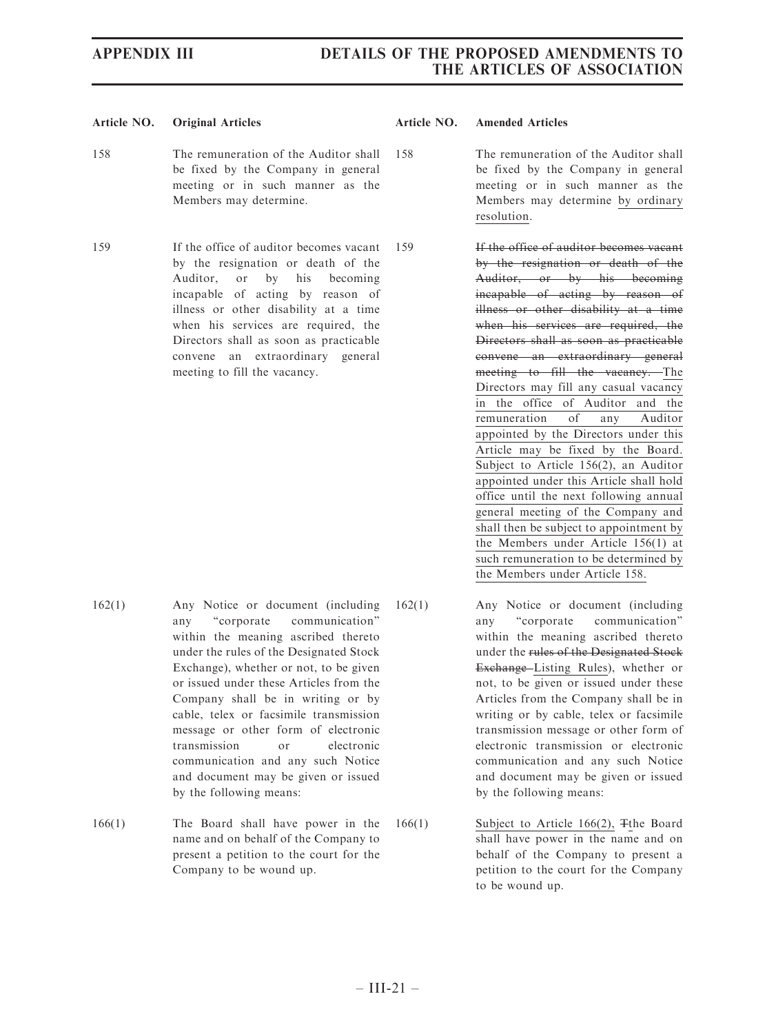| Article NO. | Original Articles | Article NO. | Amended Articles |
|---|---|---|---|
| 158 | The remuneration of the Auditor shall be fixed by the Company in general meeting or in such manner as the Members may determine. | 158 | The remuneration of the Auditor shall be fixed by the Company in general meeting or in such manner as the Members may determine by ordinary resolution. |
| 159 | If the office of auditor becomes vacant by the resignation or death of the Auditor, or by his becoming incapable of acting by reason of illness or other disability at a time when his services are required, the Directors shall as soon as practicable convene an extraordinary general meeting to fill the vacancy. | 159 | ~~If the office of auditor becomes vacant by the resignation or death of the Auditor, or by his becoming incapable of acting by reason of illness or other disability at a time when his services are required, the Directors shall as soon as practicable convene an extraordinary general meeting to fill the vacancy.~~ The Directors may fill any casual vacancy in the office of Auditor and the remuneration of any Auditor appointed by the Directors under this Article may be fixed by the Board. Subject to Article 156(2), an Auditor appointed under this Article shall hold office until the next following annual general meeting of the Company and shall then be subject to appointment by the Members under Article 156(1) at such remuneration to be determined by the Members under Article 158. |
| 162(1) | Any Notice or document (including any "corporate communication" within the meaning ascribed thereto under the rules of the Designated Stock Exchange), whether or not, to be given or issued under these Articles from the Company shall be in writing or by cable, telex or facsimile transmission message or other form of electronic transmission or electronic communication and any such Notice and document may be given or issued by the following means: | 162(1) | Any Notice or document (including any "corporate communication" within the meaning ascribed thereto under the ~~rules of the Designated Stock Exchange~~ Listing Rules), whether or not, to be given or issued under these Articles from the Company shall be in writing or by cable, telex or facsimile transmission message or other form of electronic transmission or electronic communication and any such Notice and document may be given or issued by the following means: |
| 166(1) | The Board shall have power in the name and on behalf of the Company to present a petition to the court for the Company to be wound up. | 166(1) | Subject to Article 166(2), ~~T~~the Board shall have power in the name and on behalf of the Company to present a petition to the court for the Company to be wound up. |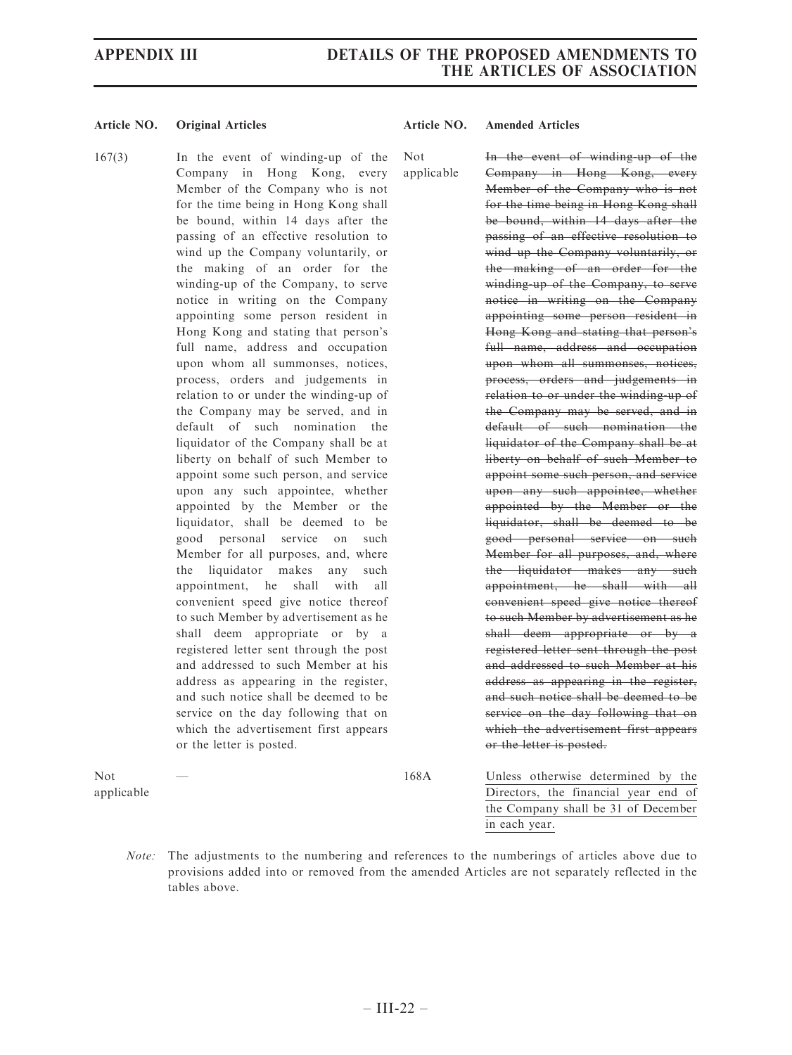| Article NO. | Original Articles | Article NO. | Amended Articles |
| --- | --- | --- | --- |
| 167(3) | In the event of winding-up of the Company in Hong Kong, every Member of the Company who is not for the time being in Hong Kong shall be bound, within 14 days after the passing of an effective resolution to wind up the Company voluntarily, or the making of an order for the winding-up of the Company, to serve notice in writing on the Company appointing some person resident in Hong Kong and stating that person's full name, address and occupation upon whom all summonses, notices, process, orders and judgements in relation to or under the winding-up of the Company may be served, and in default of such nomination the liquidator of the Company shall be at liberty on behalf of such Member to appoint some such person, and service upon any such appointee, whether appointed by the Member or the liquidator, shall be deemed to be good personal service on such Member for all purposes, and, where the liquidator makes any such appointment, he shall with all convenient speed give notice thereof to such Member by advertisement as he shall deem appropriate or by a registered letter sent through the post and addressed to such Member at his address as appearing in the register, and such notice shall be deemed to be service on the day following that on which the advertisement first appears or the letter is posted. | Not applicable | ~~In the event of winding-up of the Company in Hong Kong, every Member of the Company who is not for the time being in Hong Kong shall be bound, within 14 days after the passing of an effective resolution to wind up the Company voluntarily, or the making of an order for the winding-up of the Company, to serve notice in writing on the Company appointing some person resident in Hong Kong and stating that person's full name, address and occupation upon whom all summonses, notices, process, orders and judgements in relation to or under the winding-up of the Company may be served, and in default of such nomination the liquidator of the Company shall be at liberty on behalf of such Member to appoint some such person, and service upon any such appointee, whether appointed by the Member or the liquidator, shall be deemed to be good personal service on such Member for all purposes, and, where the liquidator makes any such appointment, he shall with all convenient speed give notice thereof to such Member by advertisement as he shall deem appropriate or by a registered letter sent through the post and addressed to such Member at his address as appearing in the register, and such notice shall be deemed to be service on the day following that on which the advertisement first appears or the letter is posted.~~ |
| Not applicable | — | 168A | <u>Unless otherwise determined by the Directors, the financial year end of the Company shall be 31 of December in each year.</u> |

*Note:* The adjustments to the numbering and references to the numberings of articles above due to provisions added into or removed from the amended Articles are not separately reflected in the tables above.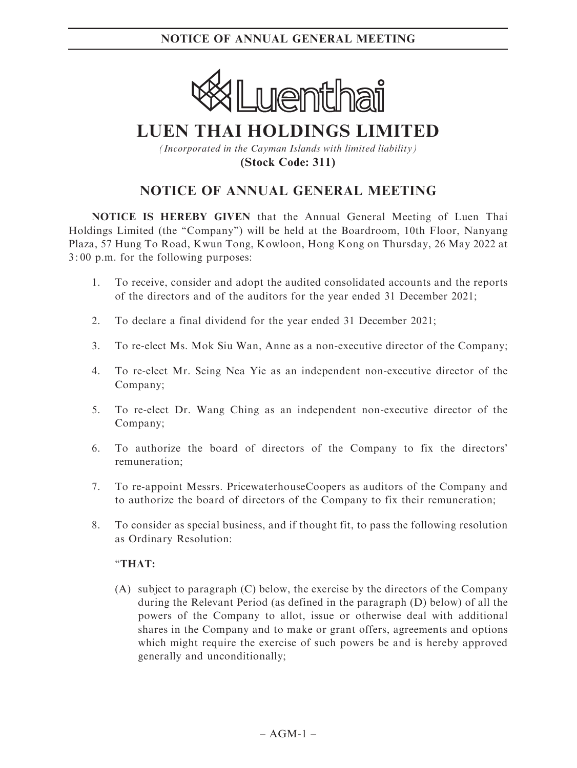# LUEN THAI HOLDINGS LIMITED

*(Incorporated in the Cayman Islands with limited liability)*

**(Stock Code: 311)**

## NOTICE OF ANNUAL GENERAL MEETING

**NOTICE IS HEREBY GIVEN** that the Annual General Meeting of Luen Thai Holdings Limited (the "Company") will be held at the Boardroom, 10th Floor, Nanyang Plaza, 57 Hung To Road, Kwun Tong, Kowloon, Hong Kong on Thursday, 26 May 2022 at 3:00 p.m. for the following purposes:

1. To receive, consider and adopt the audited consolidated accounts and the reports of the directors and of the auditors for the year ended 31 December 2021;
2. To declare a final dividend for the year ended 31 December 2021;
3. To re-elect Ms. Mok Siu Wan, Anne as a non-executive director of the Company;
4. To re-elect Mr. Seing Nea Yie as an independent non-executive director of the Company;
5. To re-elect Dr. Wang Ching as an independent non-executive director of the Company;
6. To authorize the board of directors of the Company to fix the directors' remuneration;
7. To re-appoint Messrs. PricewaterhouseCoopers as auditors of the Company and to authorize the board of directors of the Company to fix their remuneration;
8. To consider as special business, and if thought fit, to pass the following resolution as Ordinary Resolution:

   "**THAT:**

   (A) subject to paragraph (C) below, the exercise by the directors of the Company during the Relevant Period (as defined in the paragraph (D) below) of all the powers of the Company to allot, issue or otherwise deal with additional shares in the Company and to make or grant offers, agreements and options which might require the exercise of such powers be and is hereby approved generally and unconditionally;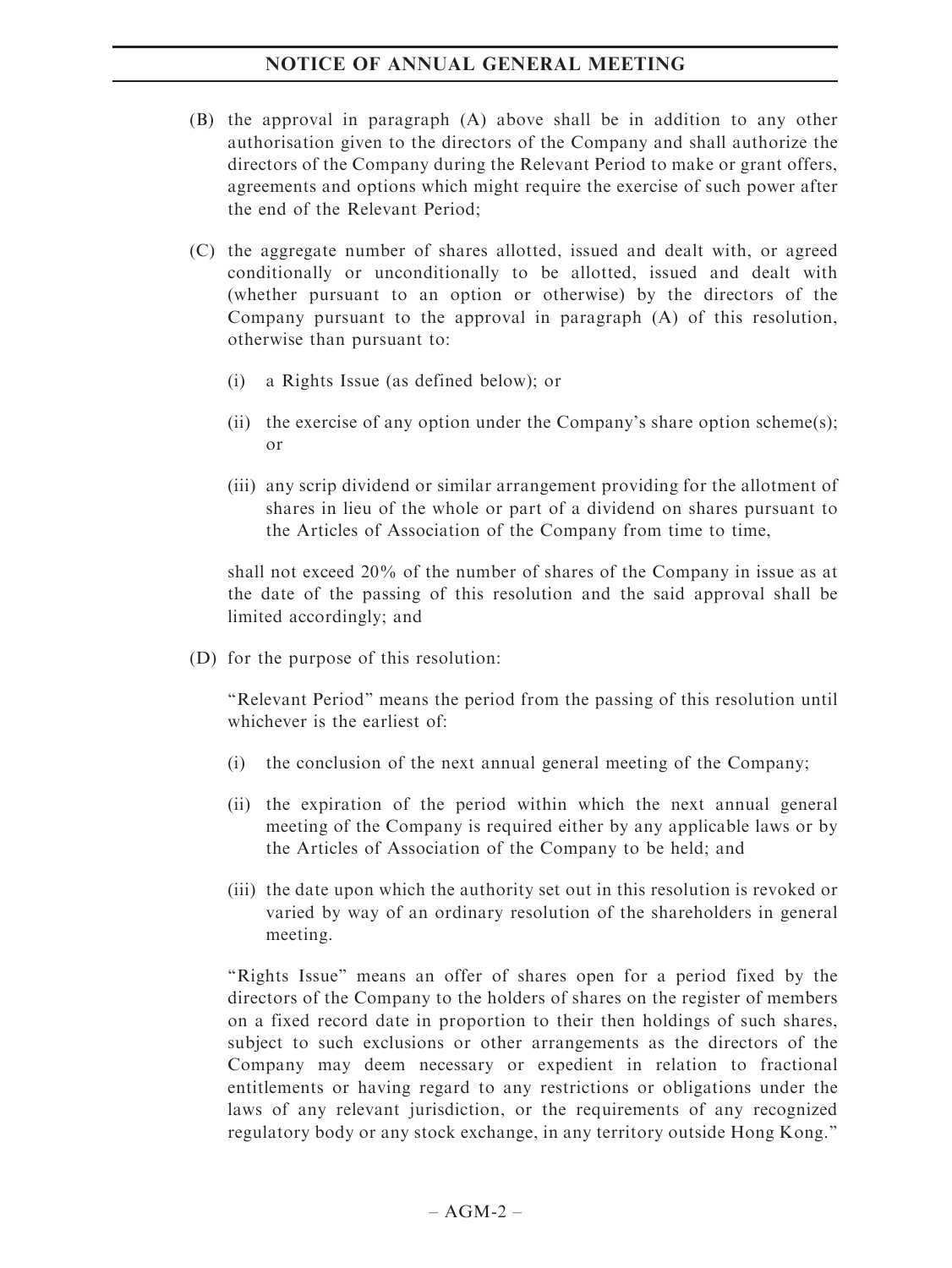(B) the approval in paragraph (A) above shall be in addition to any other authorisation given to the directors of the Company and shall authorize the directors of the Company during the Relevant Period to make or grant offers, agreements and options which might require the exercise of such power after the end of the Relevant Period;

(C) the aggregate number of shares allotted, issued and dealt with, or agreed conditionally or unconditionally to be allotted, issued and dealt with (whether pursuant to an option or otherwise) by the directors of the Company pursuant to the approval in paragraph (A) of this resolution, otherwise than pursuant to:

   (i) a Rights Issue (as defined below); or

   (ii) the exercise of any option under the Company's share option scheme(s); or

   (iii) any scrip dividend or similar arrangement providing for the allotment of shares in lieu of the whole or part of a dividend on shares pursuant to the Articles of Association of the Company from time to time,

   shall not exceed 20% of the number of shares of the Company in issue as at the date of the passing of this resolution and the said approval shall be limited accordingly; and

(D) for the purpose of this resolution:

   "Relevant Period" means the period from the passing of this resolution until whichever is the earliest of:

   (i) the conclusion of the next annual general meeting of the Company;

   (ii) the expiration of the period within which the next annual general meeting of the Company is required either by any applicable laws or by the Articles of Association of the Company to be held; and

   (iii) the date upon which the authority set out in this resolution is revoked or varied by way of an ordinary resolution of the shareholders in general meeting.

   "Rights Issue" means an offer of shares open for a period fixed by the directors of the Company to the holders of shares on the register of members on a fixed record date in proportion to their then holdings of such shares, subject to such exclusions or other arrangements as the directors of the Company may deem necessary or expedient in relation to fractional entitlements or having regard to any restrictions or obligations under the laws of any relevant jurisdiction, or the requirements of any recognized regulatory body or any stock exchange, in any territory outside Hong Kong."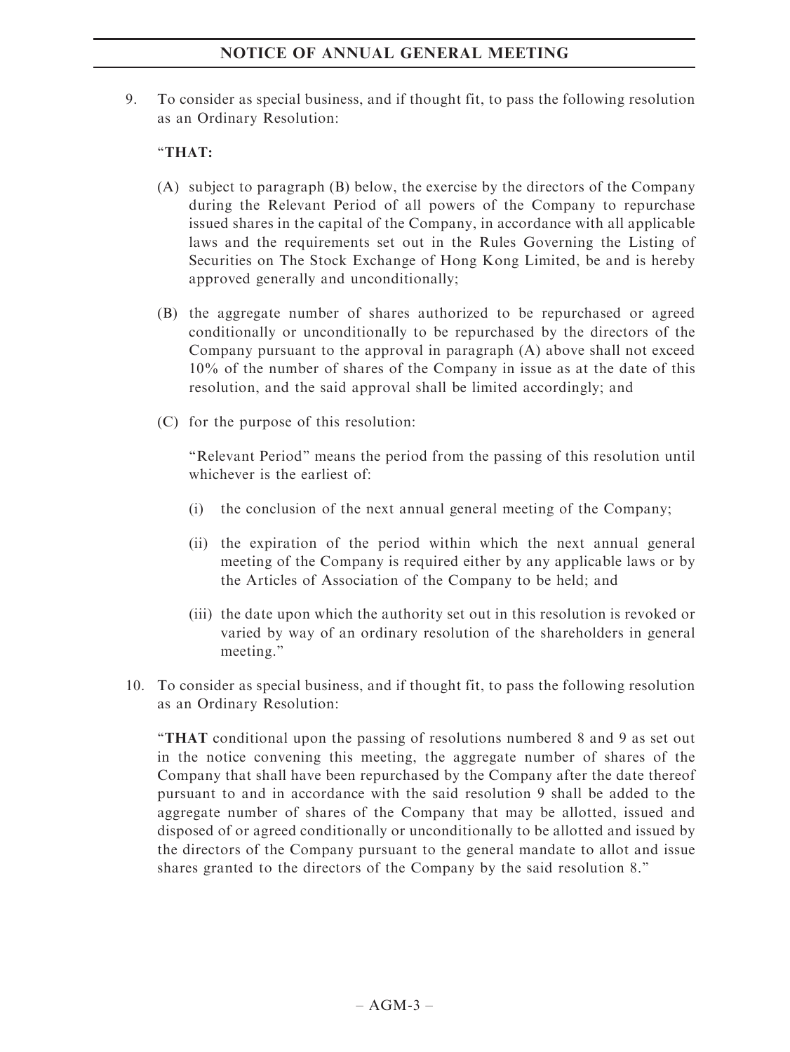9. To consider as special business, and if thought fit, to pass the following resolution as an Ordinary Resolution:

   "**THAT:**

   (A) subject to paragraph (B) below, the exercise by the directors of the Company during the Relevant Period of all powers of the Company to repurchase issued shares in the capital of the Company, in accordance with all applicable laws and the requirements set out in the Rules Governing the Listing of Securities on The Stock Exchange of Hong Kong Limited, be and is hereby approved generally and unconditionally;

   (B) the aggregate number of shares authorized to be repurchased or agreed conditionally or unconditionally to be repurchased by the directors of the Company pursuant to the approval in paragraph (A) above shall not exceed 10% of the number of shares of the Company in issue as at the date of this resolution, and the said approval shall be limited accordingly; and

   (C) for the purpose of this resolution:

   "Relevant Period" means the period from the passing of this resolution until whichever is the earliest of:

   (i) the conclusion of the next annual general meeting of the Company;

   (ii) the expiration of the period within which the next annual general meeting of the Company is required either by any applicable laws or by the Articles of Association of the Company to be held; and

   (iii) the date upon which the authority set out in this resolution is revoked or varied by way of an ordinary resolution of the shareholders in general meeting."

10. To consider as special business, and if thought fit, to pass the following resolution as an Ordinary Resolution:

    "**THAT** conditional upon the passing of resolutions numbered 8 and 9 as set out in the notice convening this meeting, the aggregate number of shares of the Company that shall have been repurchased by the Company after the date thereof pursuant to and in accordance with the said resolution 9 shall be added to the aggregate number of shares of the Company that may be allotted, issued and disposed of or agreed conditionally or unconditionally to be allotted and issued by the directors of the Company pursuant to the general mandate to allot and issue shares granted to the directors of the Company by the said resolution 8."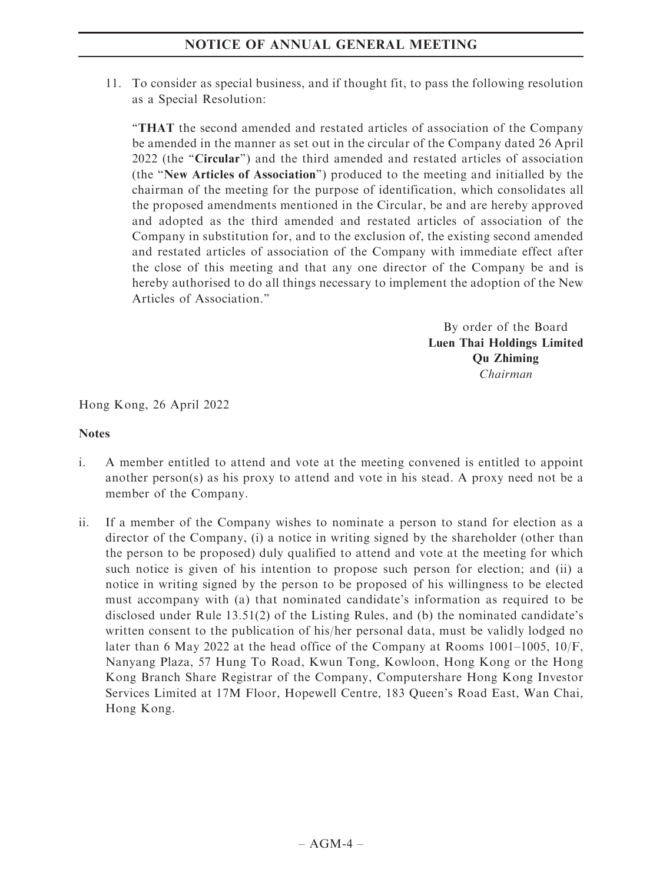11. To consider as special business, and if thought fit, to pass the following resolution as a Special Resolution:

   "**THAT** the second amended and restated articles of association of the Company be amended in the manner as set out in the circular of the Company dated 26 April 2022 (the "**Circular**") and the third amended and restated articles of association (the "**New Articles of Association**") produced to the meeting and initialled by the chairman of the meeting for the purpose of identification, which consolidates all the proposed amendments mentioned in the Circular, be and are hereby approved and adopted as the third amended and restated articles of association of the Company in substitution for, and to the exclusion of, the existing second amended and restated articles of association of the Company with immediate effect after the close of this meeting and that any one director of the Company be and is hereby authorised to do all things necessary to implement the adoption of the New Articles of Association."

By order of the Board
**Luen Thai Holdings Limited**
**Qu Zhiming**
*Chairman*

Hong Kong, 26 April 2022

**Notes**

i. A member entitled to attend and vote at the meeting convened is entitled to appoint another person(s) as his proxy to attend and vote in his stead. A proxy need not be a member of the Company.

ii. If a member of the Company wishes to nominate a person to stand for election as a director of the Company, (i) a notice in writing signed by the shareholder (other than the person to be proposed) duly qualified to attend and vote at the meeting for which such notice is given of his intention to propose such person for election; and (ii) a notice in writing signed by the person to be proposed of his willingness to be elected must accompany with (a) that nominated candidate's information as required to be disclosed under Rule 13.51(2) of the Listing Rules, and (b) the nominated candidate's written consent to the publication of his/her personal data, must be validly lodged no later than 6 May 2022 at the head office of the Company at Rooms 1001–1005, 10/F, Nanyang Plaza, 57 Hung To Road, Kwun Tong, Kowloon, Hong Kong or the Hong Kong Branch Share Registrar of the Company, Computershare Hong Kong Investor Services Limited at 17M Floor, Hopewell Centre, 183 Queen's Road East, Wan Chai, Hong Kong.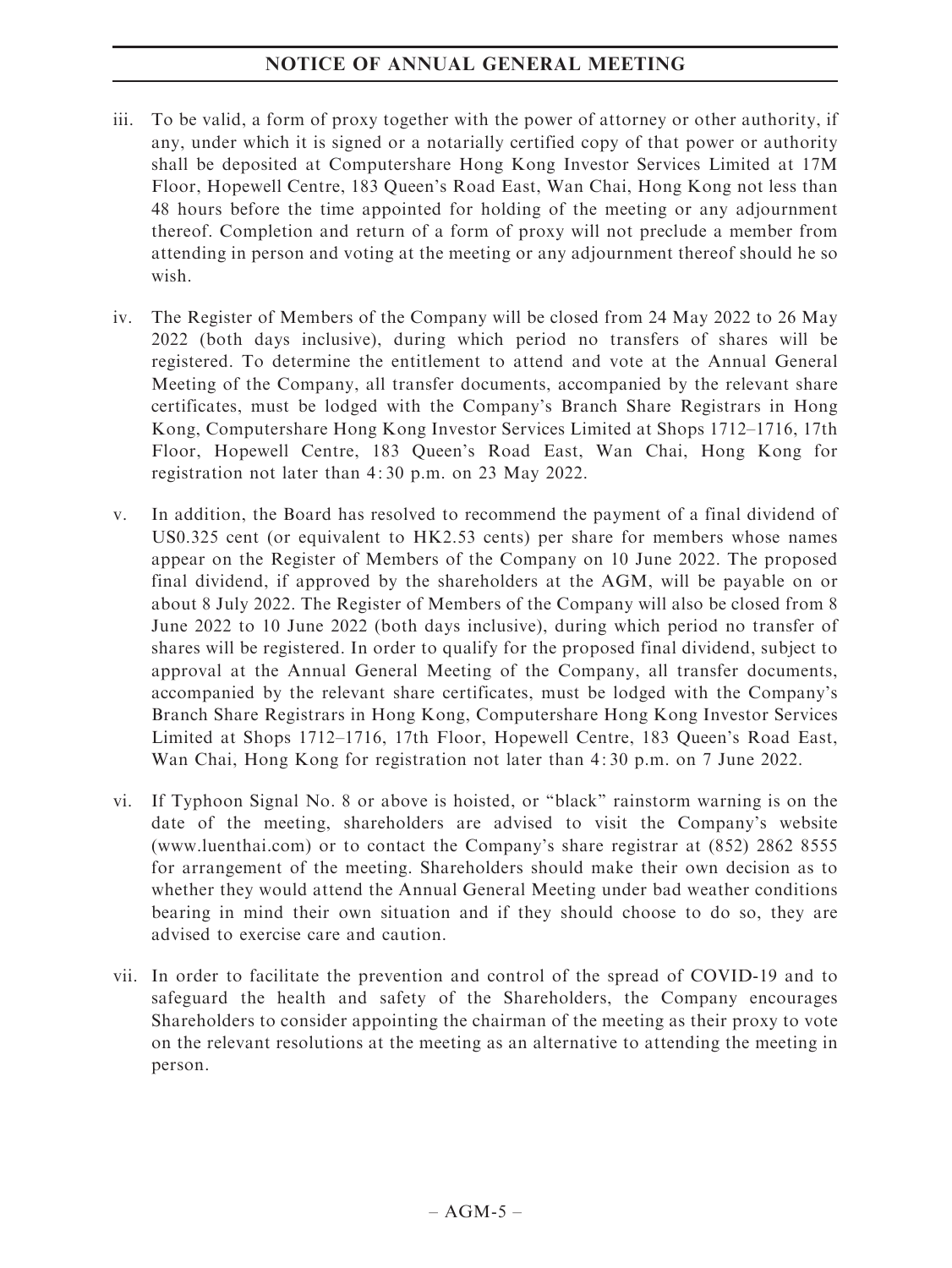iii. To be valid, a form of proxy together with the power of attorney or other authority, if any, under which it is signed or a notarially certified copy of that power or authority shall be deposited at Computershare Hong Kong Investor Services Limited at 17M Floor, Hopewell Centre, 183 Queen's Road East, Wan Chai, Hong Kong not less than 48 hours before the time appointed for holding of the meeting or any adjournment thereof. Completion and return of a form of proxy will not preclude a member from attending in person and voting at the meeting or any adjournment thereof should he so wish.

iv. The Register of Members of the Company will be closed from 24 May 2022 to 26 May 2022 (both days inclusive), during which period no transfers of shares will be registered. To determine the entitlement to attend and vote at the Annual General Meeting of the Company, all transfer documents, accompanied by the relevant share certificates, must be lodged with the Company's Branch Share Registrars in Hong Kong, Computershare Hong Kong Investor Services Limited at Shops 1712–1716, 17th Floor, Hopewell Centre, 183 Queen's Road East, Wan Chai, Hong Kong for registration not later than 4:30 p.m. on 23 May 2022.

v. In addition, the Board has resolved to recommend the payment of a final dividend of US0.325 cent (or equivalent to HK2.53 cents) per share for members whose names appear on the Register of Members of the Company on 10 June 2022. The proposed final dividend, if approved by the shareholders at the AGM, will be payable on or about 8 July 2022. The Register of Members of the Company will also be closed from 8 June 2022 to 10 June 2022 (both days inclusive), during which period no transfer of shares will be registered. In order to qualify for the proposed final dividend, subject to approval at the Annual General Meeting of the Company, all transfer documents, accompanied by the relevant share certificates, must be lodged with the Company's Branch Share Registrars in Hong Kong, Computershare Hong Kong Investor Services Limited at Shops 1712–1716, 17th Floor, Hopewell Centre, 183 Queen's Road East, Wan Chai, Hong Kong for registration not later than 4:30 p.m. on 7 June 2022.

vi. If Typhoon Signal No. 8 or above is hoisted, or "black" rainstorm warning is on the date of the meeting, shareholders are advised to visit the Company's website (www.luenthai.com) or to contact the Company's share registrar at (852) 2862 8555 for arrangement of the meeting. Shareholders should make their own decision as to whether they would attend the Annual General Meeting under bad weather conditions bearing in mind their own situation and if they should choose to do so, they are advised to exercise care and caution.

vii. In order to facilitate the prevention and control of the spread of COVID-19 and to safeguard the health and safety of the Shareholders, the Company encourages Shareholders to consider appointing the chairman of the meeting as their proxy to vote on the relevant resolutions at the meeting as an alternative to attending the meeting in person.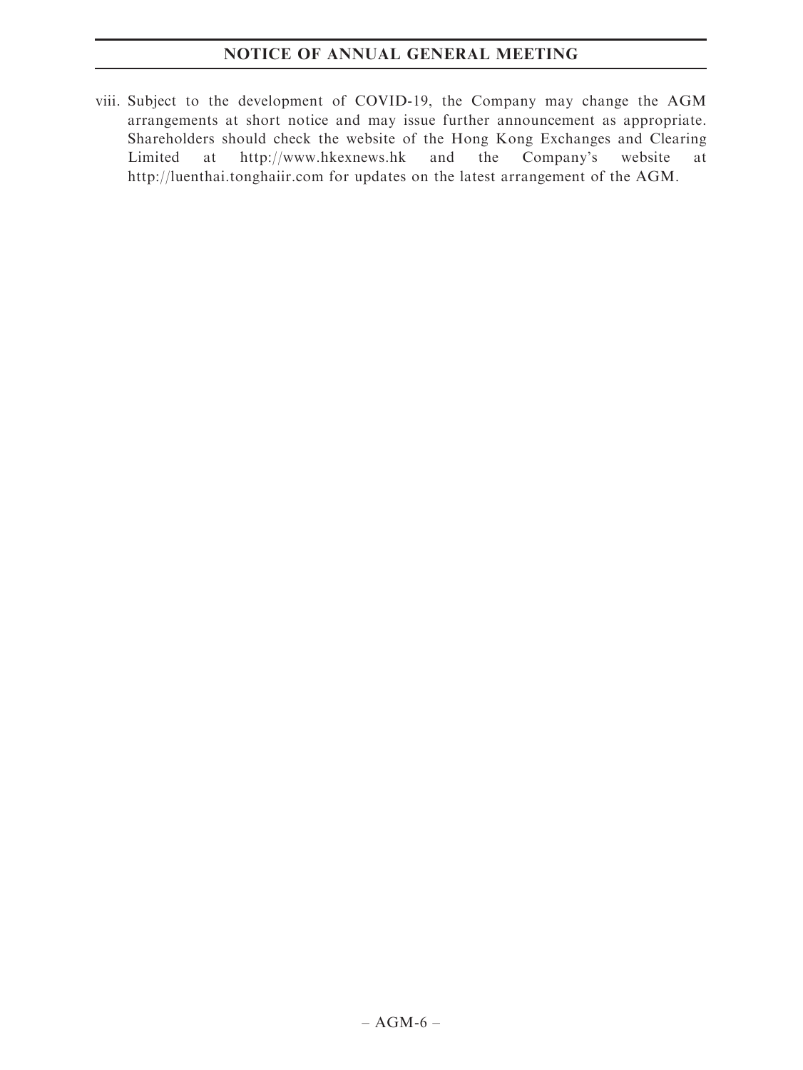viii. Subject to the development of COVID-19, the Company may change the AGM arrangements at short notice and may issue further announcement as appropriate. Shareholders should check the website of the Hong Kong Exchanges and Clearing Limited at http://www.hkexnews.hk and the Company's website at http://luenthai.tonghaiir.com for updates on the latest arrangement of the AGM.